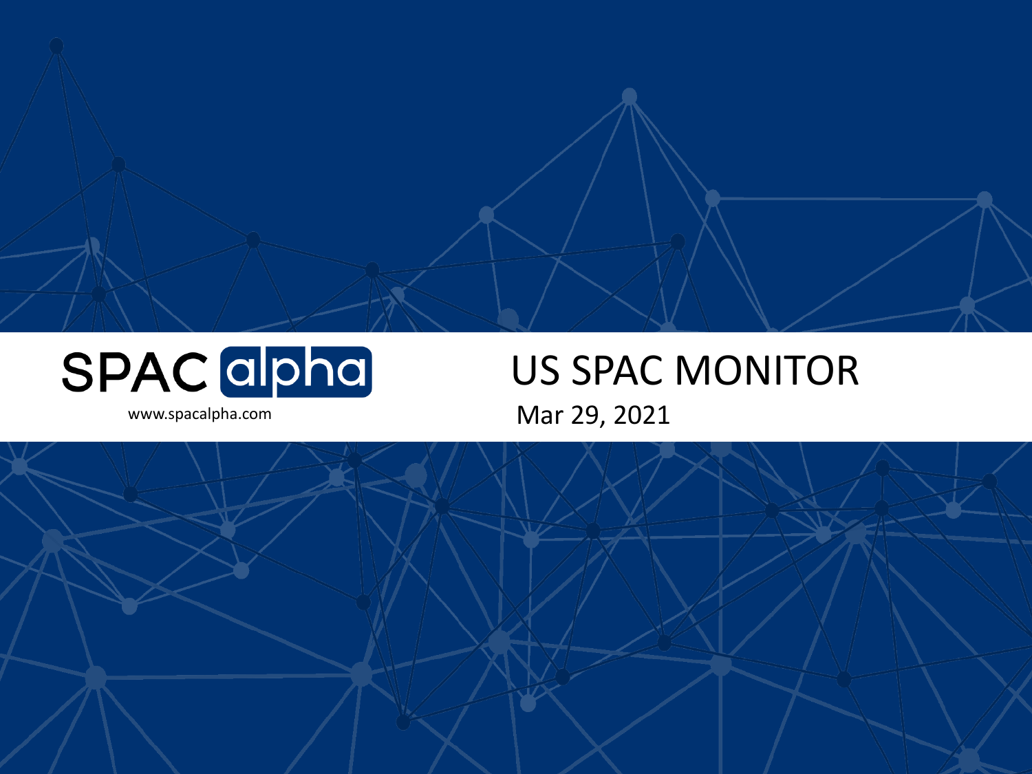SPAC alpha

www.spacalpha.com

# US SPAC MONITOR

Mar 29, 2021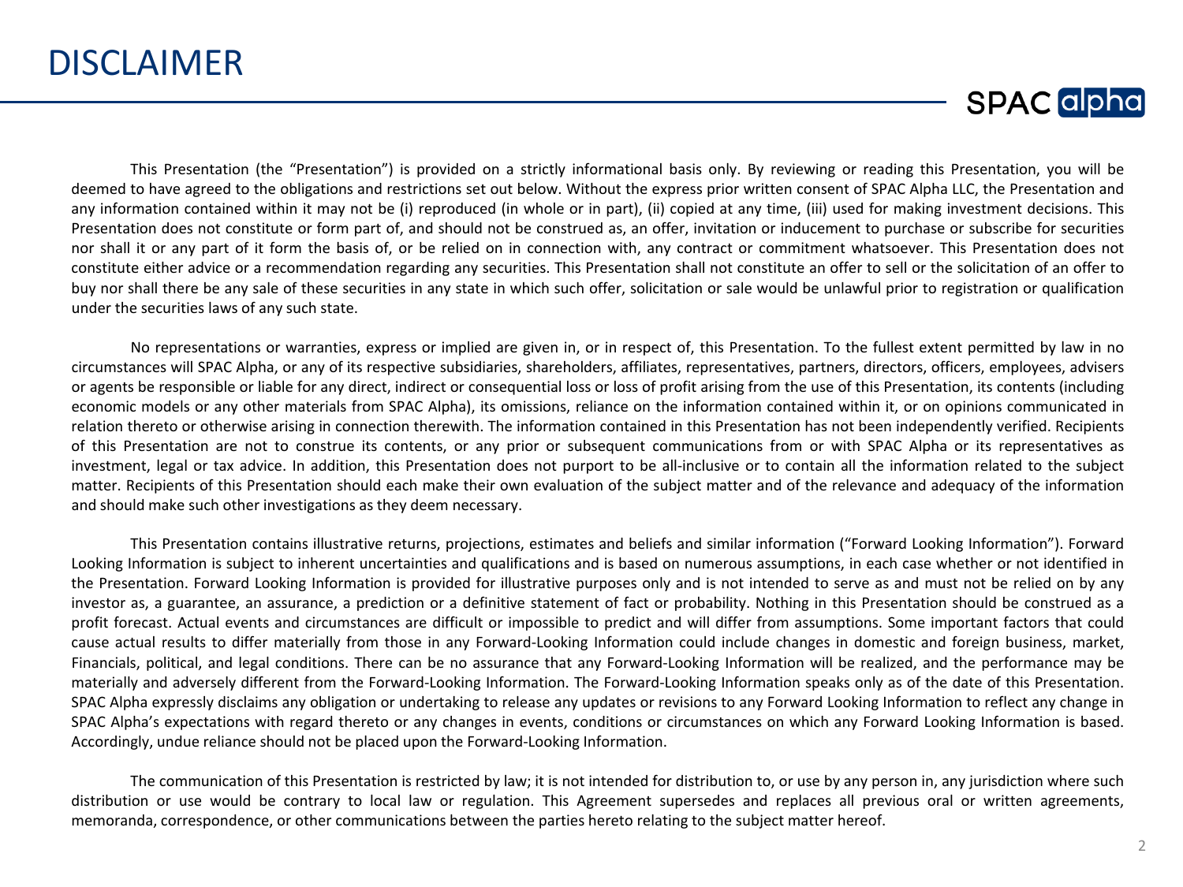# DISCLAIMER

SPAC alpha

This Presentation (the "Presentation") is provided on a strictly informational basis only. By reviewing or reading this Presentation, you will be deemed to have agreed to the obligations and restrictions set out below. Without the express prior written consent of SPAC Alpha LLC, the Presentation and any information contained within it may not be (i) reproduced (in whole or in part), (ii) copied at any time, (iii) used for making investment decisions. This Presentation does not constitute or form part of, and should not be construed as, an offer, invitation or inducement to purchase or subscribe for securities nor shall it or any part of it form the basis of, or be relied on in connection with, any contract or commitment whatsoever. This Presentation does not constitute either advice or a recommendation regarding any securities. This Presentation shall not constitute an offer to sell or the solicitation of an offer to buy nor shall there be any sale of these securities in any state in which such offer, solicitation or sale would be unlawful prior to registration or qualification under the securities laws of any such state.

No representations or warranties, express or implied are given in, or in respect of, this Presentation. To the fullest extent permitted by law in no circumstances will SPAC Alpha, or any of its respective subsidiaries, shareholders, affiliates, representatives, partners, directors, officers, employees, advisers or agents be responsible or liable for any direct, indirect or consequential loss or loss of profit arising from the use of this Presentation, its contents (including economic models or any other materials from SPAC Alpha), its omissions, reliance on the information contained within it, or on opinions communicated in relation thereto or otherwise arising in connection therewith. The information contained in this Presentation has not been independently verified. Recipients of this Presentation are not to construe its contents, or any prior or subsequent communications from or with SPAC Alpha or its representatives as investment, legal or tax advice. In addition, this Presentation does not purport to be all-inclusive or to contain all the information related to the subject matter. Recipients of this Presentation should each make their own evaluation of the subject matter and of the relevance and adequacy of the information and should make such other investigations as they deem necessary.

This Presentation contains illustrative returns, projections, estimates and beliefs and similar information ("Forward Looking Information"). Forward Looking Information is subject to inherent uncertainties and qualifications and is based on numerous assumptions, in each case whether or not identified in the Presentation. Forward Looking Information is provided for illustrative purposes only and is not intended to serve as and must not be relied on by any investor as, a guarantee, an assurance, a prediction or a definitive statement of fact or probability. Nothing in this Presentation should be construed as a profit forecast. Actual events and circumstances are difficult or impossible to predict and will differ from assumptions. Some important factors that could cause actual results to differ materially from those in any Forward-Looking Information could include changes in domestic and foreign business, market, Financials, political, and legal conditions. There can be no assurance that any Forward-Looking Information will be realized, and the performance may be materially and adversely different from the Forward-Looking Information. The Forward-Looking Information speaks only as of the date of this Presentation. SPAC Alpha expressly disclaims any obligation or undertaking to release any updates or revisions to any Forward Looking Information to reflect any change in SPAC Alpha's expectations with regard thereto or any changes in events, conditions or circumstances on which any Forward Looking Information is based. Accordingly, undue reliance should not be placed upon the Forward-Looking Information.

The communication of this Presentation is restricted by law; it is not intended for distribution to, or use by any person in, any jurisdiction where such distribution or use would be contrary to local law or regulation. This Agreement supersedes and replaces all previous oral or written agreements, memoranda, correspondence, or other communications between the parties hereto relating to the subject matter hereof.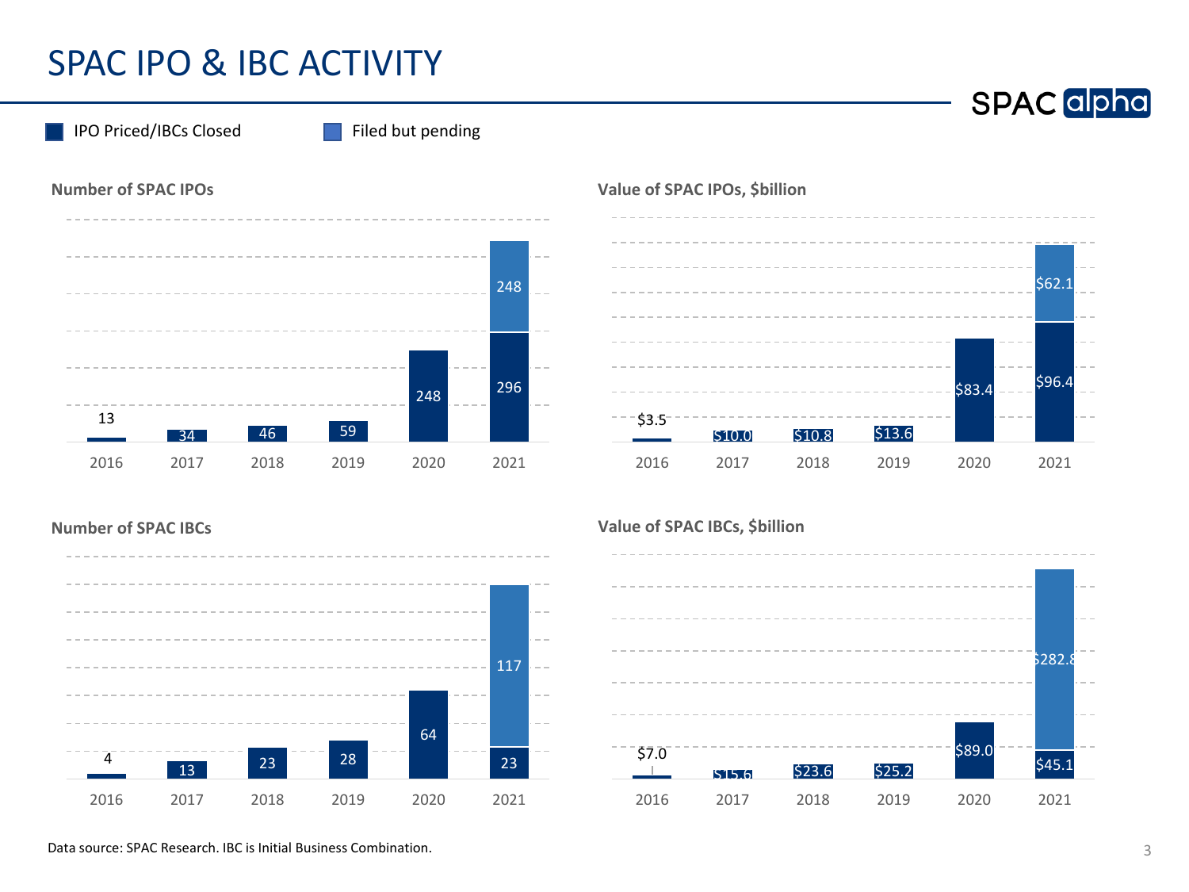# SPAC IPO & IBC ACTIVITY

Legend: IPO Priced/IBCs Closed | Filed but pending

**Number of SPAC IPOs**

| Year | IPO Priced/IBCs Closed | Filed but pending |
|---|---|---|
| 2016 | 13 | |
| 2017 | 34 | |
| 2018 | 46 | |
| 2019 | 59 | |
| 2020 | 248 | |
| 2021 | 296 | 248 |

**Value of SPAC IPOs, $billion**

| Year | IPO Priced/IBCs Closed | Filed but pending |
|---|---|---|
| 2016 | $3.5 | |
| 2017 | $10.0 | |
| 2018 | $10.8 | |
| 2019 | $13.6 | |
| 2020 | $83.4 | |
| 2021 | $96.4 | $62.1 |

**Number of SPAC IBCs**

| Year | IPO Priced/IBCs Closed | Filed but pending |
|---|---|---|
| 2016 | 4 | |
| 2017 | 13 | |
| 2018 | 23 | |
| 2019 | 28 | |
| 2020 | 64 | |
| 2021 | 23 | 117 |

**Value of SPAC IBCs, $billion**

| Year | IPO Priced/IBCs Closed | Filed but pending |
|---|---|---|
| 2016 | $7.0 | |
| 2017 | $15.6 | |
| 2018 | $23.6 | |
| 2019 | $25.2 | |
| 2020 | $89.0 | |
| 2021 | $45.1 | $282.8 |

Data source: SPAC Research. IBC is Initial Business Combination.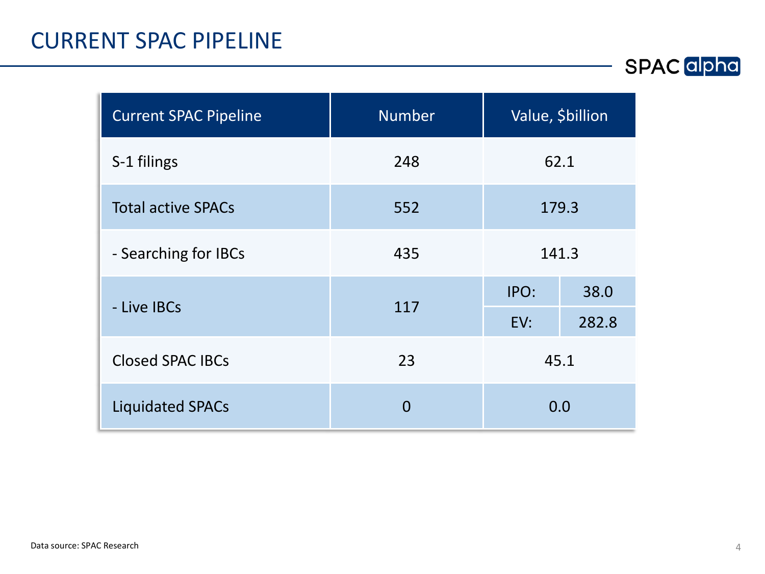# CURRENT SPAC PIPELINE

| Current SPAC Pipeline | Number | Value, $billion | |
|---|---|---|---|
| S-1 filings | 248 | 62.1 | |
| Total active SPACs | 552 | 179.3 | |
| - Searching for IBCs | 435 | 141.3 | |
| - Live IBCs | 117 | IPO: | 38.0 |
| | | EV: | 282.8 |
| Closed SPAC IBCs | 23 | 45.1 | |
| Liquidated SPACs | 0 | 0.0 | |

Data source: SPAC Research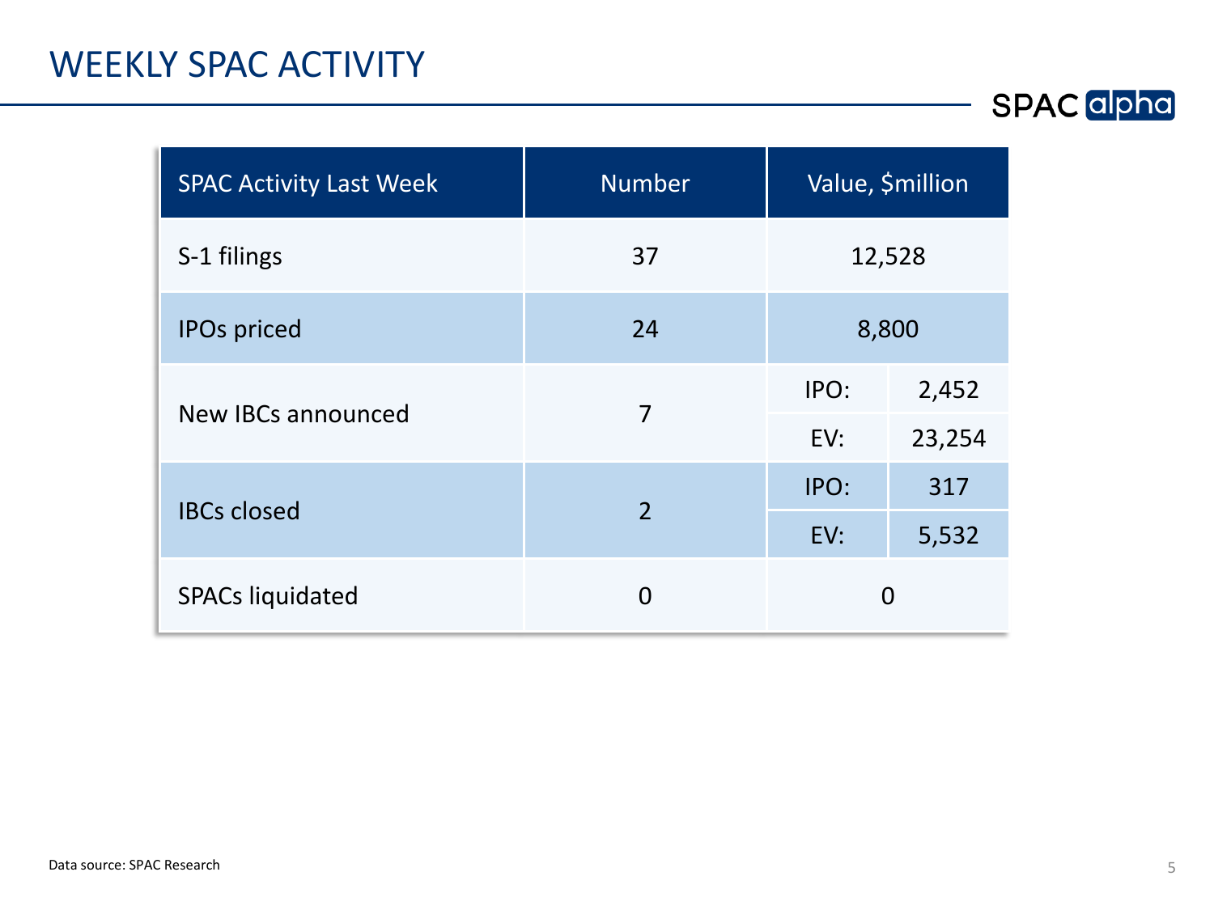# WEEKLY SPAC ACTIVITY

| SPAC Activity Last Week | Number | Value, $million | |
|---|---|---|---|
| S-1 filings | 37 | 12,528 | |
| IPOs priced | 24 | 8,800 | |
| New IBCs announced | 7 | IPO: | 2,452 |
| | | EV: | 23,254 |
| IBCs closed | 2 | IPO: | 317 |
| | | EV: | 5,532 |
| SPACs liquidated | 0 | 0 | |

Data source: SPAC Research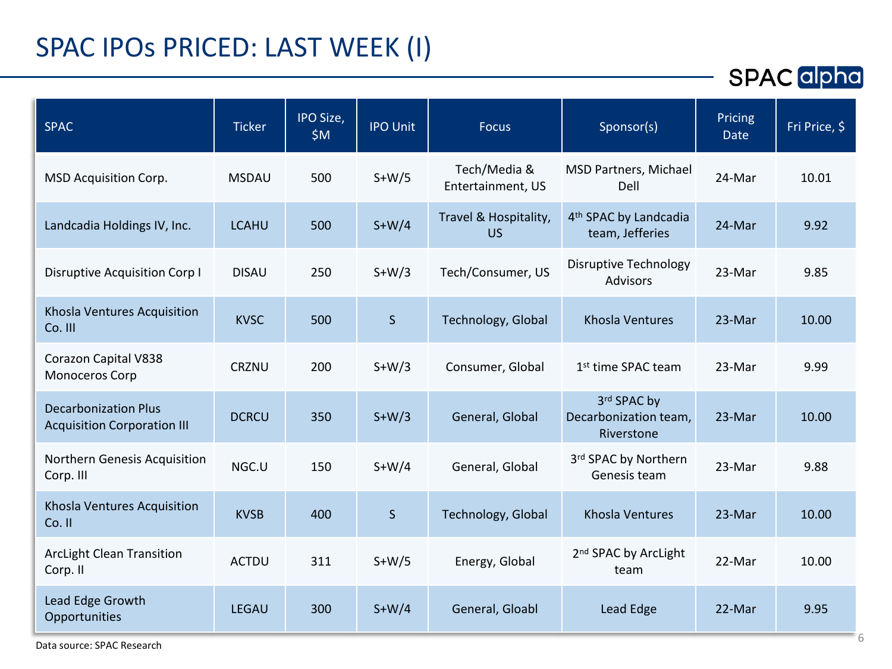# SPAC IPOs PRICED: LAST WEEK (I)

| SPAC | Ticker | IPO Size, $M | IPO Unit | Focus | Sponsor(s) | Pricing Date | Fri Price, $ |
|---|---|---|---|---|---|---|---|
| MSD Acquisition Corp. | MSDAU | 500 | S+W/5 | Tech/Media & Entertainment, US | MSD Partners, Michael Dell | 24-Mar | 10.01 |
| Landcadia Holdings IV, Inc. | LCAHU | 500 | S+W/4 | Travel & Hospitality, US | 4th SPAC by Landcadia team, Jefferies | 24-Mar | 9.92 |
| Disruptive Acquisition Corp I | DISAU | 250 | S+W/3 | Tech/Consumer, US | Disruptive Technology Advisors | 23-Mar | 9.85 |
| Khosla Ventures Acquisition Co. III | KVSC | 500 | S | Technology, Global | Khosla Ventures | 23-Mar | 10.00 |
| Corazon Capital V838 Monoceros Corp | CRZNU | 200 | S+W/3 | Consumer, Global | 1st time SPAC team | 23-Mar | 9.99 |
| Decarbonization Plus Acquisition Corporation III | DCRCU | 350 | S+W/3 | General, Global | 3rd SPAC by Decarbonization team, Riverstone | 23-Mar | 10.00 |
| Northern Genesis Acquisition Corp. III | NGC.U | 150 | S+W/4 | General, Global | 3rd SPAC by Northern Genesis team | 23-Mar | 9.88 |
| Khosla Ventures Acquisition Co. II | KVSB | 400 | S | Technology, Global | Khosla Ventures | 23-Mar | 10.00 |
| ArcLight Clean Transition Corp. II | ACTDU | 311 | S+W/5 | Energy, Global | 2nd SPAC by ArcLight team | 22-Mar | 10.00 |
| Lead Edge Growth Opportunities | LEGAU | 300 | S+W/4 | General, Gloabl | Lead Edge | 22-Mar | 9.95 |

Data source: SPAC Research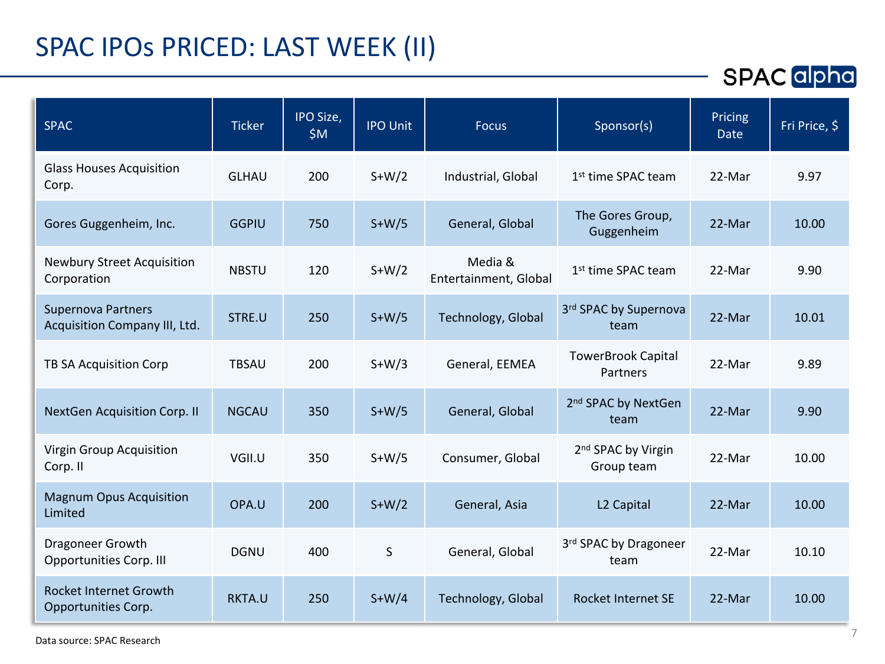# SPAC IPOs PRICED: LAST WEEK (II)

SPAC alpha

| SPAC | Ticker | IPO Size, $M | IPO Unit | Focus | Sponsor(s) | Pricing Date | Fri Price, $ |
|---|---|---|---|---|---|---|---|
| Glass Houses Acquisition Corp. | GLHAU | 200 | S+W/2 | Industrial, Global | 1st time SPAC team | 22-Mar | 9.97 |
| Gores Guggenheim, Inc. | GGPIU | 750 | S+W/5 | General, Global | The Gores Group, Guggenheim | 22-Mar | 10.00 |
| Newbury Street Acquisition Corporation | NBSTU | 120 | S+W/2 | Media & Entertainment, Global | 1st time SPAC team | 22-Mar | 9.90 |
| Supernova Partners Acquisition Company III, Ltd. | STRE.U | 250 | S+W/5 | Technology, Global | 3rd SPAC by Supernova team | 22-Mar | 10.01 |
| TB SA Acquisition Corp | TBSAU | 200 | S+W/3 | General, EEMEA | TowerBrook Capital Partners | 22-Mar | 9.89 |
| NextGen Acquisition Corp. II | NGCAU | 350 | S+W/5 | General, Global | 2nd SPAC by NextGen team | 22-Mar | 9.90 |
| Virgin Group Acquisition Corp. II | VGII.U | 350 | S+W/5 | Consumer, Global | 2nd SPAC by Virgin Group team | 22-Mar | 10.00 |
| Magnum Opus Acquisition Limited | OPA.U | 200 | S+W/2 | General, Asia | L2 Capital | 22-Mar | 10.00 |
| Dragoneer Growth Opportunities Corp. III | DGNU | 400 | S | General, Global | 3rd SPAC by Dragoneer team | 22-Mar | 10.10 |
| Rocket Internet Growth Opportunities Corp. | RKTA.U | 250 | S+W/4 | Technology, Global | Rocket Internet SE | 22-Mar | 10.00 |

Data source: SPAC Research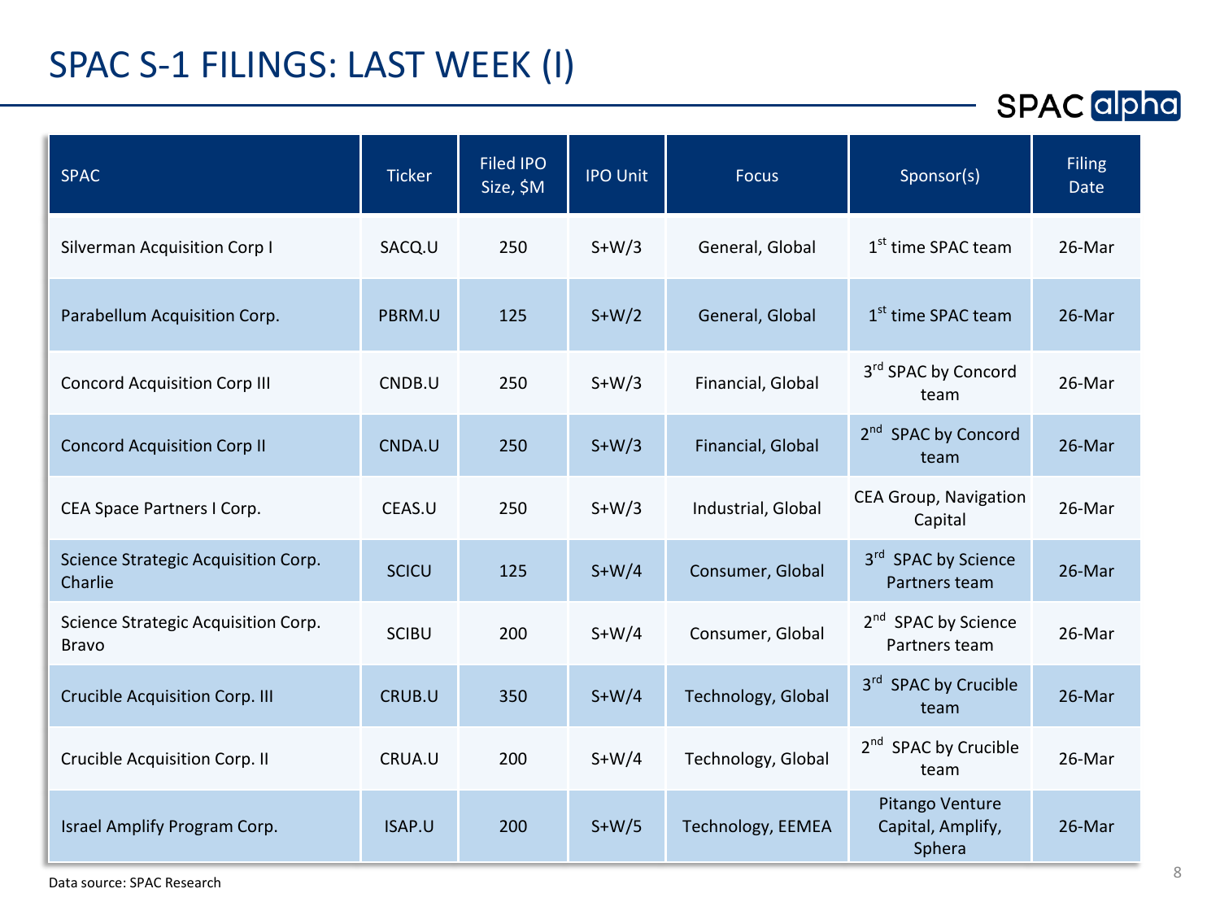# SPAC S-1 FILINGS: LAST WEEK (I)

| SPAC | Ticker | Filed IPO Size, $M | IPO Unit | Focus | Sponsor(s) | Filing Date |
|---|---|---|---|---|---|---|
| Silverman Acquisition Corp I | SACQ.U | 250 | S+W/3 | General, Global | 1st time SPAC team | 26-Mar |
| Parabellum Acquisition Corp. | PBRM.U | 125 | S+W/2 | General, Global | 1st time SPAC team | 26-Mar |
| Concord Acquisition Corp III | CNDB.U | 250 | S+W/3 | Financial, Global | 3rd SPAC by Concord team | 26-Mar |
| Concord Acquisition Corp II | CNDA.U | 250 | S+W/3 | Financial, Global | 2nd SPAC by Concord team | 26-Mar |
| CEA Space Partners I Corp. | CEAS.U | 250 | S+W/3 | Industrial, Global | CEA Group, Navigation Capital | 26-Mar |
| Science Strategic Acquisition Corp. Charlie | SCICU | 125 | S+W/4 | Consumer, Global | 3rd SPAC by Science Partners team | 26-Mar |
| Science Strategic Acquisition Corp. Bravo | SCIBU | 200 | S+W/4 | Consumer, Global | 2nd SPAC by Science Partners team | 26-Mar |
| Crucible Acquisition Corp. III | CRUB.U | 350 | S+W/4 | Technology, Global | 3rd SPAC by Crucible team | 26-Mar |
| Crucible Acquisition Corp. II | CRUA.U | 200 | S+W/4 | Technology, Global | 2nd SPAC by Crucible team | 26-Mar |
| Israel Amplify Program Corp. | ISAP.U | 200 | S+W/5 | Technology, EEMEA | Pitango Venture Capital, Amplify, Sphera | 26-Mar |

Data source: SPAC Research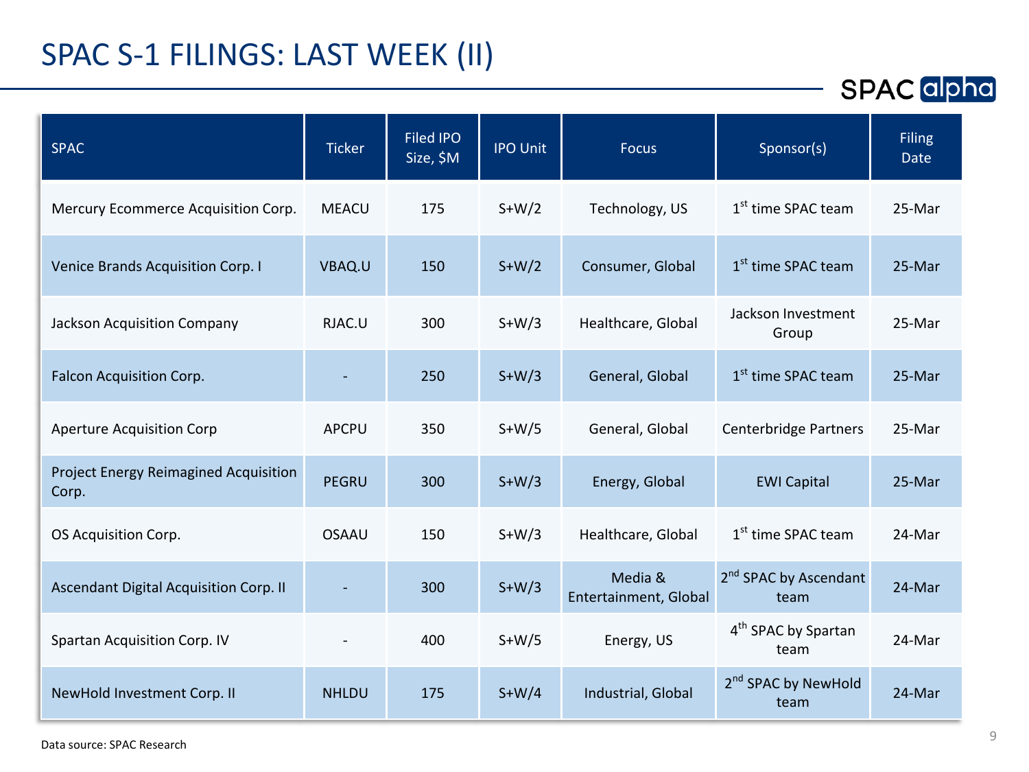# SPAC S-1 FILINGS: LAST WEEK (II)

| SPAC | Ticker | Filed IPO Size, $M | IPO Unit | Focus | Sponsor(s) | Filing Date |
|---|---|---|---|---|---|---|
| Mercury Ecommerce Acquisition Corp. | MEACU | 175 | S+W/2 | Technology, US | 1st time SPAC team | 25-Mar |
| Venice Brands Acquisition Corp. I | VBAQ.U | 150 | S+W/2 | Consumer, Global | 1st time SPAC team | 25-Mar |
| Jackson Acquisition Company | RJAC.U | 300 | S+W/3 | Healthcare, Global | Jackson Investment Group | 25-Mar |
| Falcon Acquisition Corp. | - | 250 | S+W/3 | General, Global | 1st time SPAC team | 25-Mar |
| Aperture Acquisition Corp | APCPU | 350 | S+W/5 | General, Global | Centerbridge Partners | 25-Mar |
| Project Energy Reimagined Acquisition Corp. | PEGRU | 300 | S+W/3 | Energy, Global | EWI Capital | 25-Mar |
| OS Acquisition Corp. | OSAAU | 150 | S+W/3 | Healthcare, Global | 1st time SPAC team | 24-Mar |
| Ascendant Digital Acquisition Corp. II | - | 300 | S+W/3 | Media & Entertainment, Global | 2nd SPAC by Ascendant team | 24-Mar |
| Spartan Acquisition Corp. IV | - | 400 | S+W/5 | Energy, US | 4th SPAC by Spartan team | 24-Mar |
| NewHold Investment Corp. II | NHLDU | 175 | S+W/4 | Industrial, Global | 2nd SPAC by NewHold team | 24-Mar |

Data source: SPAC Research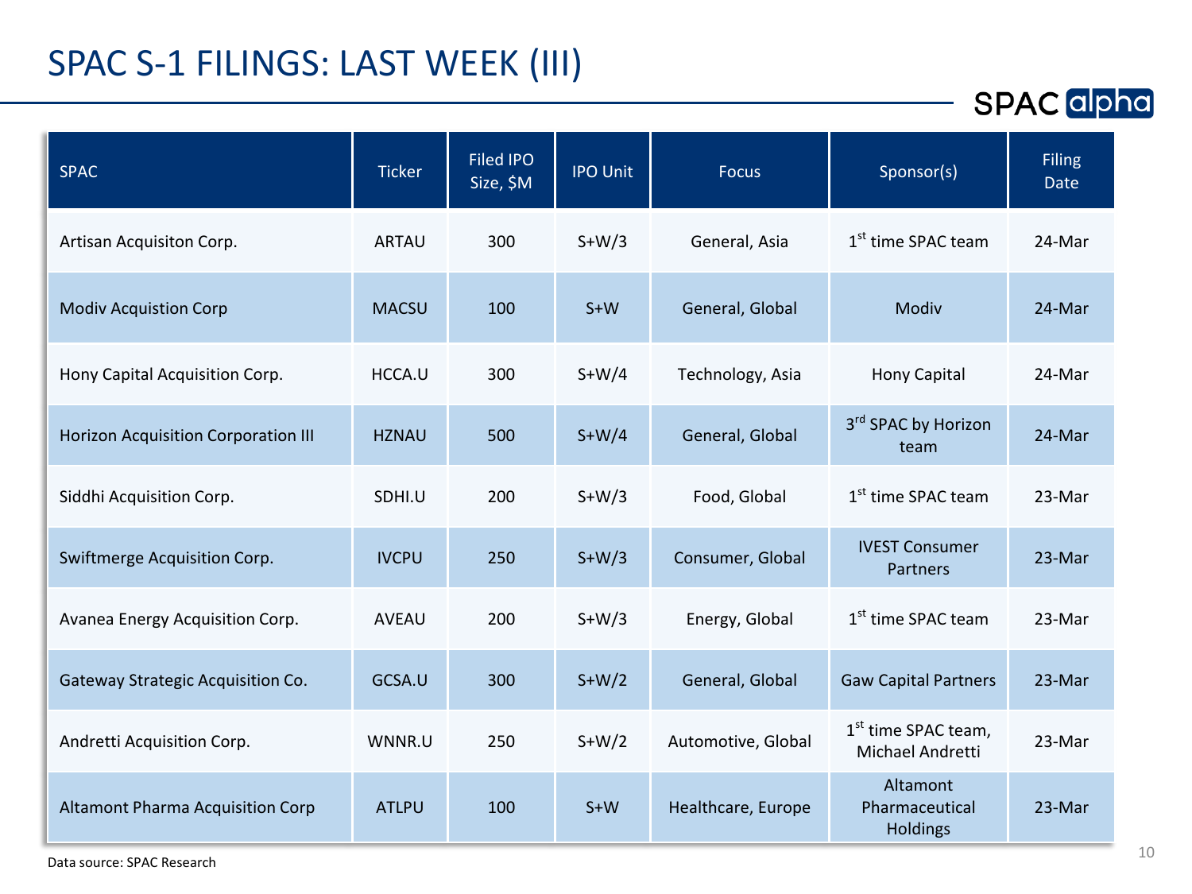# SPAC S-1 FILINGS: LAST WEEK (III)

| SPAC | Ticker | Filed IPO Size, $M | IPO Unit | Focus | Sponsor(s) | Filing Date |
|---|---|---|---|---|---|---|
| Artisan Acquisiton Corp. | ARTAU | 300 | S+W/3 | General, Asia | 1st time SPAC team | 24-Mar |
| Modiv Acquistion Corp | MACSU | 100 | S+W | General, Global | Modiv | 24-Mar |
| Hony Capital Acquisition Corp. | HCCA.U | 300 | S+W/4 | Technology, Asia | Hony Capital | 24-Mar |
| Horizon Acquisition Corporation III | HZNAU | 500 | S+W/4 | General, Global | 3rd SPAC by Horizon team | 24-Mar |
| Siddhi Acquisition Corp. | SDHI.U | 200 | S+W/3 | Food, Global | 1st time SPAC team | 23-Mar |
| Swiftmerge Acquisition Corp. | IVCPU | 250 | S+W/3 | Consumer, Global | IVEST Consumer Partners | 23-Mar |
| Avanea Energy Acquisition Corp. | AVEAU | 200 | S+W/3 | Energy, Global | 1st time SPAC team | 23-Mar |
| Gateway Strategic Acquisition Co. | GCSA.U | 300 | S+W/2 | General, Global | Gaw Capital Partners | 23-Mar |
| Andretti Acquisition Corp. | WNNR.U | 250 | S+W/2 | Automotive, Global | 1st time SPAC team, Michael Andretti | 23-Mar |
| Altamont Pharma Acquisition Corp | ATLPU | 100 | S+W | Healthcare, Europe | Altamont Pharmaceutical Holdings | 23-Mar |

Data source: SPAC Research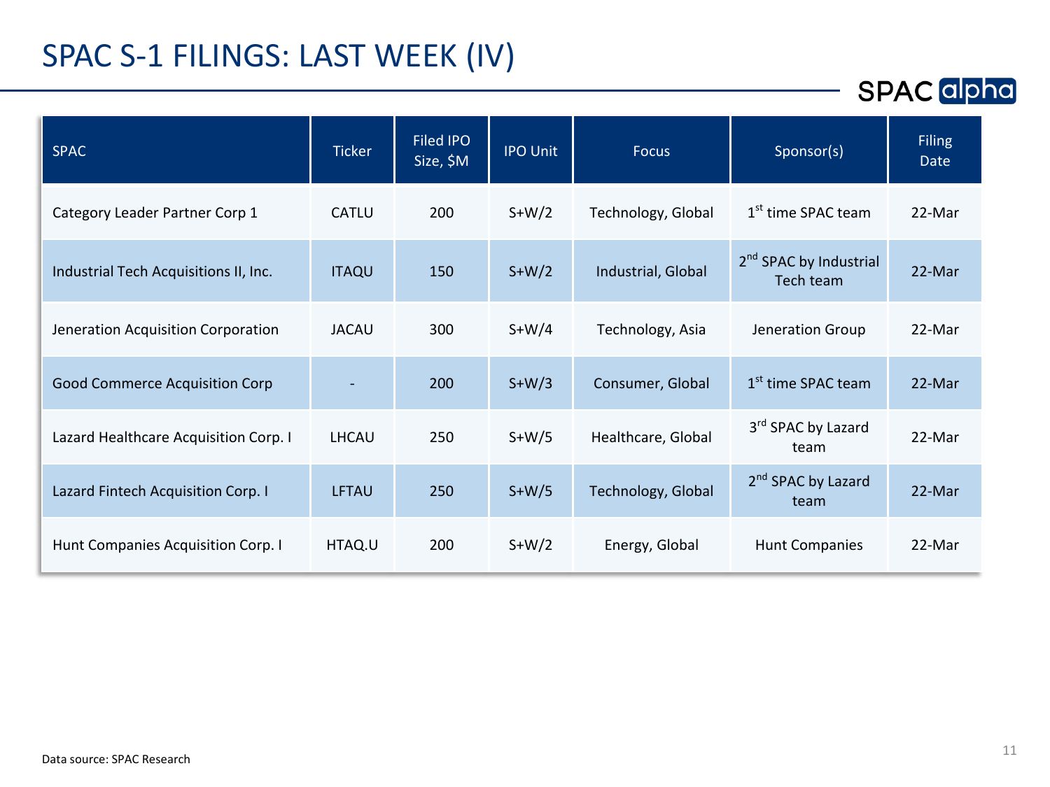# SPAC S-1 FILINGS: LAST WEEK (IV)

| SPAC | Ticker | Filed IPO Size, $M | IPO Unit | Focus | Sponsor(s) | Filing Date |
|---|---|---|---|---|---|---|
| Category Leader Partner Corp 1 | CATLU | 200 | S+W/2 | Technology, Global | 1st time SPAC team | 22-Mar |
| Industrial Tech Acquisitions II, Inc. | ITAQU | 150 | S+W/2 | Industrial, Global | 2nd SPAC by Industrial Tech team | 22-Mar |
| Jeneration Acquisition Corporation | JACAU | 300 | S+W/4 | Technology, Asia | Jeneration Group | 22-Mar |
| Good Commerce Acquisition Corp | - | 200 | S+W/3 | Consumer, Global | 1st time SPAC team | 22-Mar |
| Lazard Healthcare Acquisition Corp. I | LHCAU | 250 | S+W/5 | Healthcare, Global | 3rd SPAC by Lazard team | 22-Mar |
| Lazard Fintech Acquisition Corp. I | LFTAU | 250 | S+W/5 | Technology, Global | 2nd SPAC by Lazard team | 22-Mar |
| Hunt Companies Acquisition Corp. I | HTAQ.U | 200 | S+W/2 | Energy, Global | Hunt Companies | 22-Mar |

Data source: SPAC Research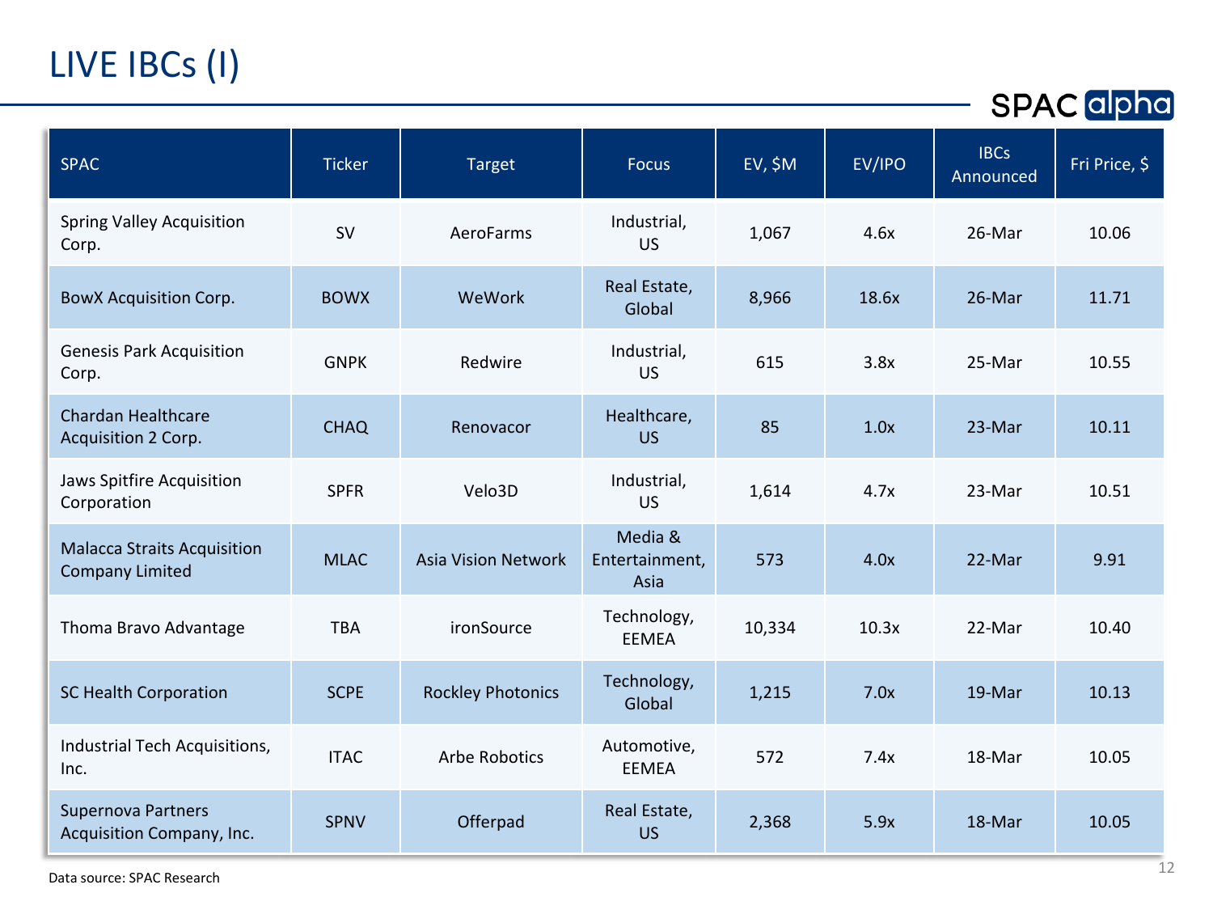# LIVE IBCs (I)

SPAC alpha

| SPAC | Ticker | Target | Focus | EV, $M | EV/IPO | IBCs Announced | Fri Price, $ |
|---|---|---|---|---|---|---|---|
| Spring Valley Acquisition Corp. | SV | AeroFarms | Industrial, US | 1,067 | 4.6x | 26-Mar | 10.06 |
| BowX Acquisition Corp. | BOWX | WeWork | Real Estate, Global | 8,966 | 18.6x | 26-Mar | 11.71 |
| Genesis Park Acquisition Corp. | GNPK | Redwire | Industrial, US | 615 | 3.8x | 25-Mar | 10.55 |
| Chardan Healthcare Acquisition 2 Corp. | CHAQ | Renovacor | Healthcare, US | 85 | 1.0x | 23-Mar | 10.11 |
| Jaws Spitfire Acquisition Corporation | SPFR | Velo3D | Industrial, US | 1,614 | 4.7x | 23-Mar | 10.51 |
| Malacca Straits Acquisition Company Limited | MLAC | Asia Vision Network | Media & Entertainment, Asia | 573 | 4.0x | 22-Mar | 9.91 |
| Thoma Bravo Advantage | TBA | ironSource | Technology, EEMEA | 10,334 | 10.3x | 22-Mar | 10.40 |
| SC Health Corporation | SCPE | Rockley Photonics | Technology, Global | 1,215 | 7.0x | 19-Mar | 10.13 |
| Industrial Tech Acquisitions, Inc. | ITAC | Arbe Robotics | Automotive, EEMEA | 572 | 7.4x | 18-Mar | 10.05 |
| Supernova Partners Acquisition Company, Inc. | SPNV | Offerpad | Real Estate, US | 2,368 | 5.9x | 18-Mar | 10.05 |

Data source: SPAC Research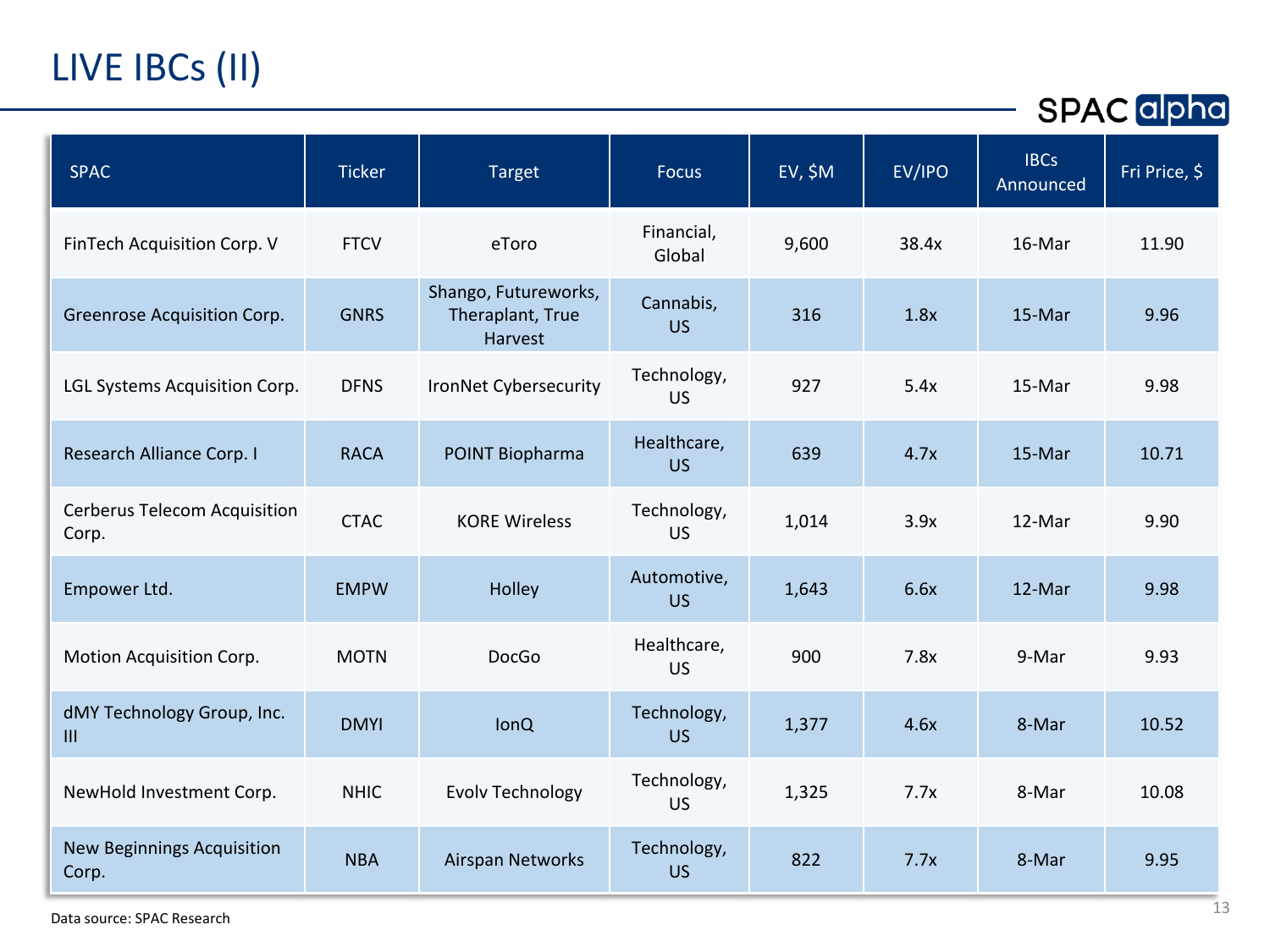# LIVE IBCs (II)

SPAC alpha

| SPAC | Ticker | Target | Focus | EV, $M | EV/IPO | IBCs Announced | Fri Price, $ |
|---|---|---|---|---|---|---|---|
| FinTech Acquisition Corp. V | FTCV | eToro | Financial, Global | 9,600 | 38.4x | 16-Mar | 11.90 |
| Greenrose Acquisition Corp. | GNRS | Shango, Futureworks, Theraplant, True Harvest | Cannabis, US | 316 | 1.8x | 15-Mar | 9.96 |
| LGL Systems Acquisition Corp. | DFNS | IronNet Cybersecurity | Technology, US | 927 | 5.4x | 15-Mar | 9.98 |
| Research Alliance Corp. I | RACA | POINT Biopharma | Healthcare, US | 639 | 4.7x | 15-Mar | 10.71 |
| Cerberus Telecom Acquisition Corp. | CTAC | KORE Wireless | Technology, US | 1,014 | 3.9x | 12-Mar | 9.90 |
| Empower Ltd. | EMPW | Holley | Automotive, US | 1,643 | 6.6x | 12-Mar | 9.98 |
| Motion Acquisition Corp. | MOTN | DocGo | Healthcare, US | 900 | 7.8x | 9-Mar | 9.93 |
| dMY Technology Group, Inc. III | DMYI | IonQ | Technology, US | 1,377 | 4.6x | 8-Mar | 10.52 |
| NewHold Investment Corp. | NHIC | Evolv Technology | Technology, US | 1,325 | 7.7x | 8-Mar | 10.08 |
| New Beginnings Acquisition Corp. | NBA | Airspan Networks | Technology, US | 822 | 7.7x | 8-Mar | 9.95 |

Data source: SPAC Research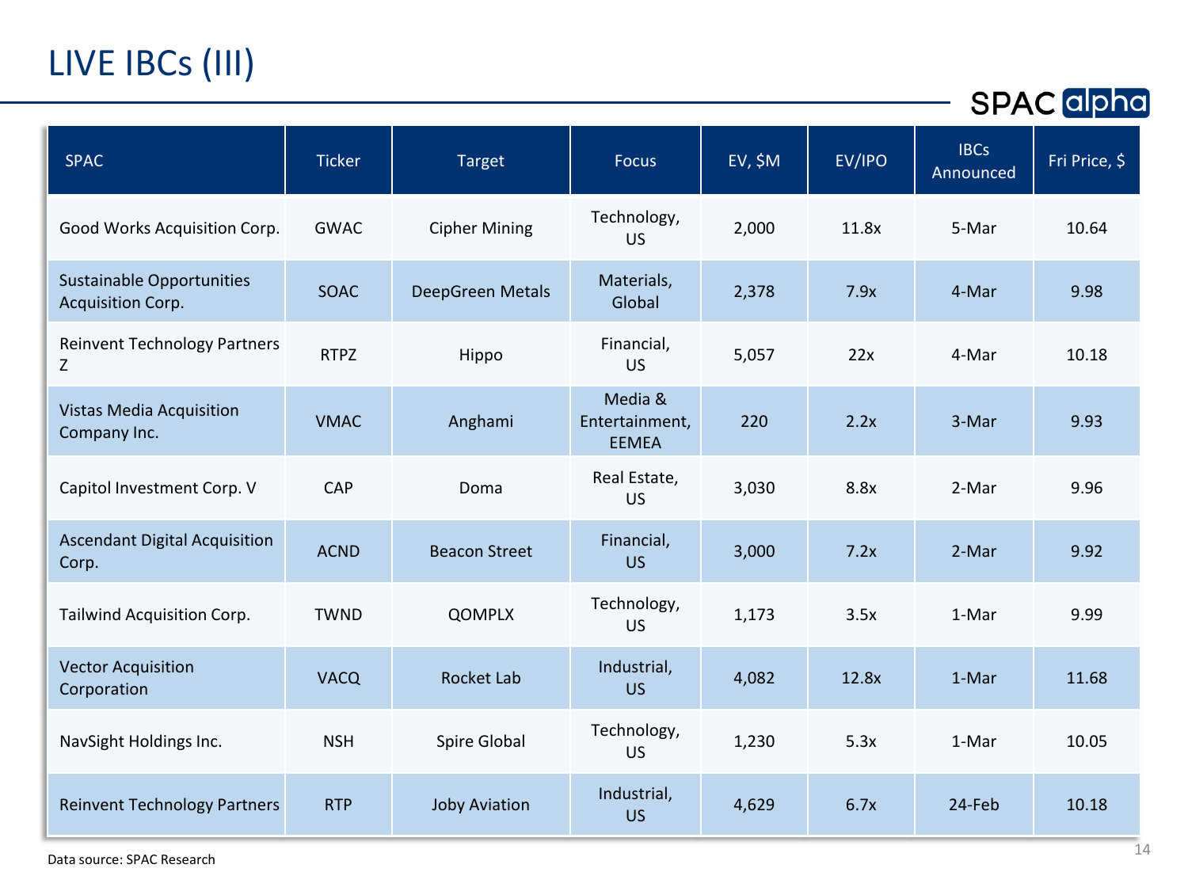# LIVE IBCs (III)

SPAC alpha

| SPAC | Ticker | Target | Focus | EV, $M | EV/IPO | IBCs Announced | Fri Price, $ |
|---|---|---|---|---|---|---|---|
| Good Works Acquisition Corp. | GWAC | Cipher Mining | Technology, US | 2,000 | 11.8x | 5-Mar | 10.64 |
| Sustainable Opportunities Acquisition Corp. | SOAC | DeepGreen Metals | Materials, Global | 2,378 | 7.9x | 4-Mar | 9.98 |
| Reinvent Technology Partners Z | RTPZ | Hippo | Financial, US | 5,057 | 22x | 4-Mar | 10.18 |
| Vistas Media Acquisition Company Inc. | VMAC | Anghami | Media & Entertainment, EEMEA | 220 | 2.2x | 3-Mar | 9.93 |
| Capitol Investment Corp. V | CAP | Doma | Real Estate, US | 3,030 | 8.8x | 2-Mar | 9.96 |
| Ascendant Digital Acquisition Corp. | ACND | Beacon Street | Financial, US | 3,000 | 7.2x | 2-Mar | 9.92 |
| Tailwind Acquisition Corp. | TWND | QOMPLX | Technology, US | 1,173 | 3.5x | 1-Mar | 9.99 |
| Vector Acquisition Corporation | VACQ | Rocket Lab | Industrial, US | 4,082 | 12.8x | 1-Mar | 11.68 |
| NavSight Holdings Inc. | NSH | Spire Global | Technology, US | 1,230 | 5.3x | 1-Mar | 10.05 |
| Reinvent Technology Partners | RTP | Joby Aviation | Industrial, US | 4,629 | 6.7x | 24-Feb | 10.18 |

Data source: SPAC Research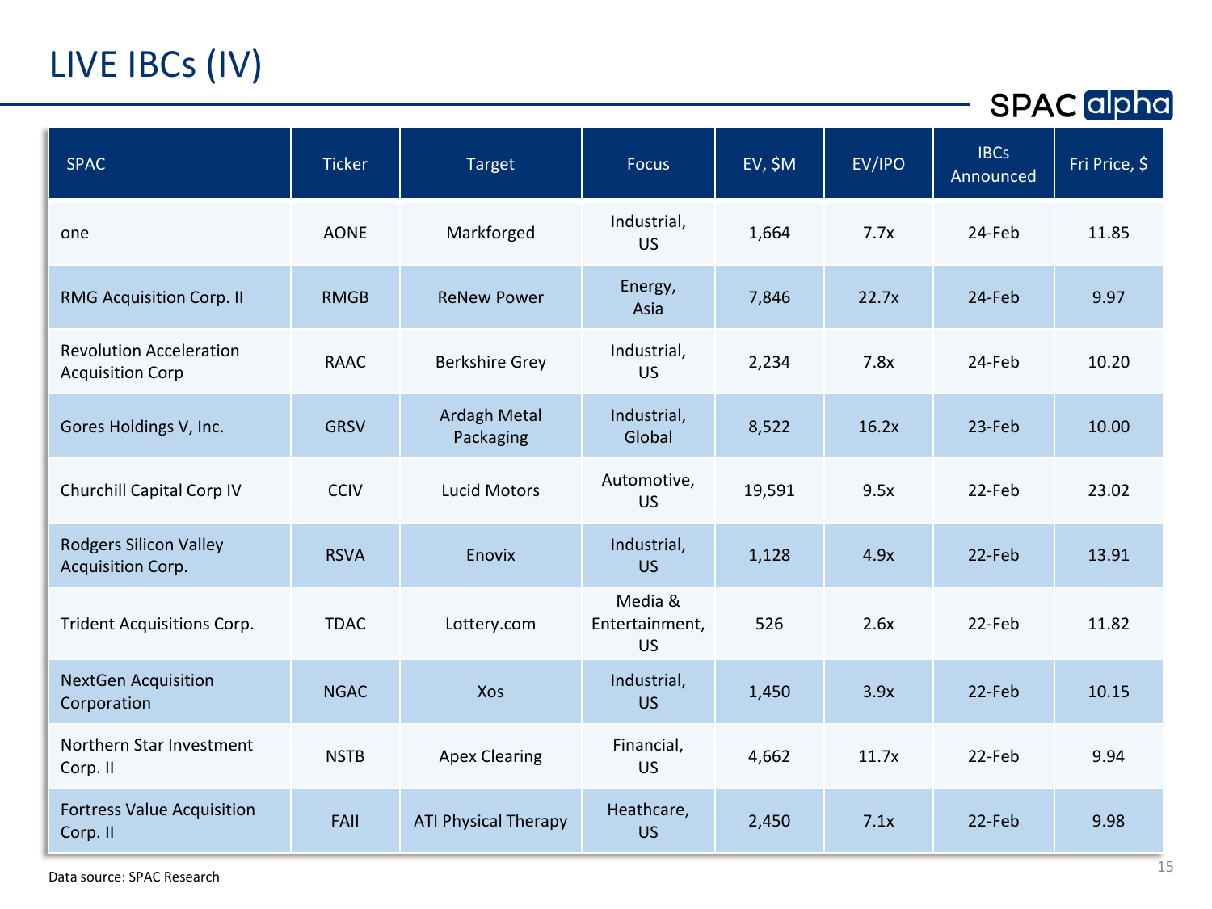# LIVE IBCs (IV)

| SPAC | Ticker | Target | Focus | EV, $M | EV/IPO | IBCs Announced | Fri Price, $ |
|---|---|---|---|---|---|---|---|
| one | AONE | Markforged | Industrial, US | 1,664 | 7.7x | 24-Feb | 11.85 |
| RMG Acquisition Corp. II | RMGB | ReNew Power | Energy, Asia | 7,846 | 22.7x | 24-Feb | 9.97 |
| Revolution Acceleration Acquisition Corp | RAAC | Berkshire Grey | Industrial, US | 2,234 | 7.8x | 24-Feb | 10.20 |
| Gores Holdings V, Inc. | GRSV | Ardagh Metal Packaging | Industrial, Global | 8,522 | 16.2x | 23-Feb | 10.00 |
| Churchill Capital Corp IV | CCIV | Lucid Motors | Automotive, US | 19,591 | 9.5x | 22-Feb | 23.02 |
| Rodgers Silicon Valley Acquisition Corp. | RSVA | Enovix | Industrial, US | 1,128 | 4.9x | 22-Feb | 13.91 |
| Trident Acquisitions Corp. | TDAC | Lottery.com | Media & Entertainment, US | 526 | 2.6x | 22-Feb | 11.82 |
| NextGen Acquisition Corporation | NGAC | Xos | Industrial, US | 1,450 | 3.9x | 22-Feb | 10.15 |
| Northern Star Investment Corp. II | NSTB | Apex Clearing | Financial, US | 4,662 | 11.7x | 22-Feb | 9.94 |
| Fortress Value Acquisition Corp. II | FAII | ATI Physical Therapy | Heathcare, US | 2,450 | 7.1x | 22-Feb | 9.98 |

Data source: SPAC Research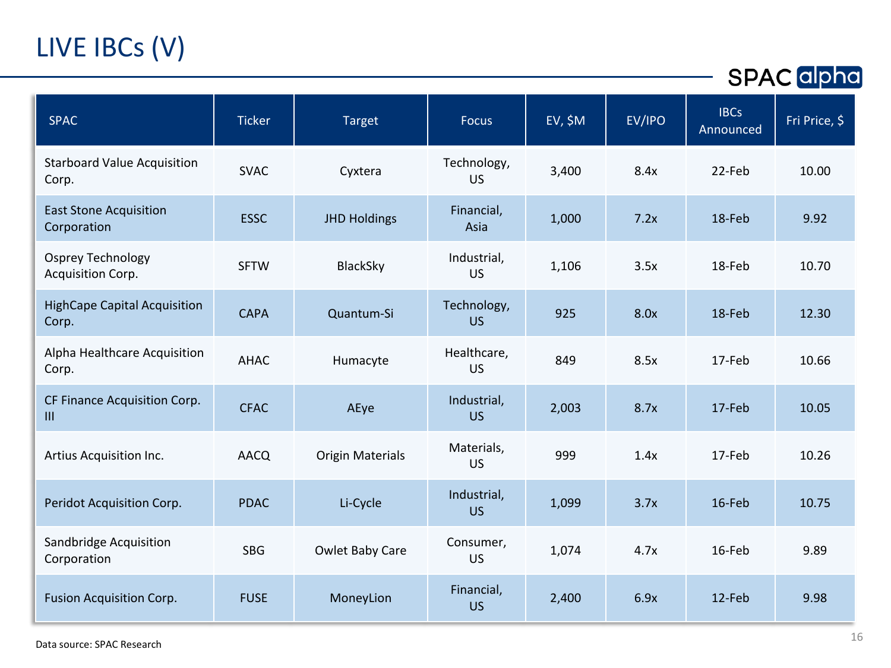# LIVE IBCs (V)

SPAC alpha

| SPAC | Ticker | Target | Focus | EV, $M | EV/IPO | IBCs Announced | Fri Price, $ |
|---|---|---|---|---|---|---|---|
| Starboard Value Acquisition Corp. | SVAC | Cyxtera | Technology, US | 3,400 | 8.4x | 22-Feb | 10.00 |
| East Stone Acquisition Corporation | ESSC | JHD Holdings | Financial, Asia | 1,000 | 7.2x | 18-Feb | 9.92 |
| Osprey Technology Acquisition Corp. | SFTW | BlackSky | Industrial, US | 1,106 | 3.5x | 18-Feb | 10.70 |
| HighCape Capital Acquisition Corp. | CAPA | Quantum-Si | Technology, US | 925 | 8.0x | 18-Feb | 12.30 |
| Alpha Healthcare Acquisition Corp. | AHAC | Humacyte | Healthcare, US | 849 | 8.5x | 17-Feb | 10.66 |
| CF Finance Acquisition Corp. III | CFAC | AEye | Industrial, US | 2,003 | 8.7x | 17-Feb | 10.05 |
| Artius Acquisition Inc. | AACQ | Origin Materials | Materials, US | 999 | 1.4x | 17-Feb | 10.26 |
| Peridot Acquisition Corp. | PDAC | Li-Cycle | Industrial, US | 1,099 | 3.7x | 16-Feb | 10.75 |
| Sandbridge Acquisition Corporation | SBG | Owlet Baby Care | Consumer, US | 1,074 | 4.7x | 16-Feb | 9.89 |
| Fusion Acquisition Corp. | FUSE | MoneyLion | Financial, US | 2,400 | 6.9x | 12-Feb | 9.98 |

Data source: SPAC Research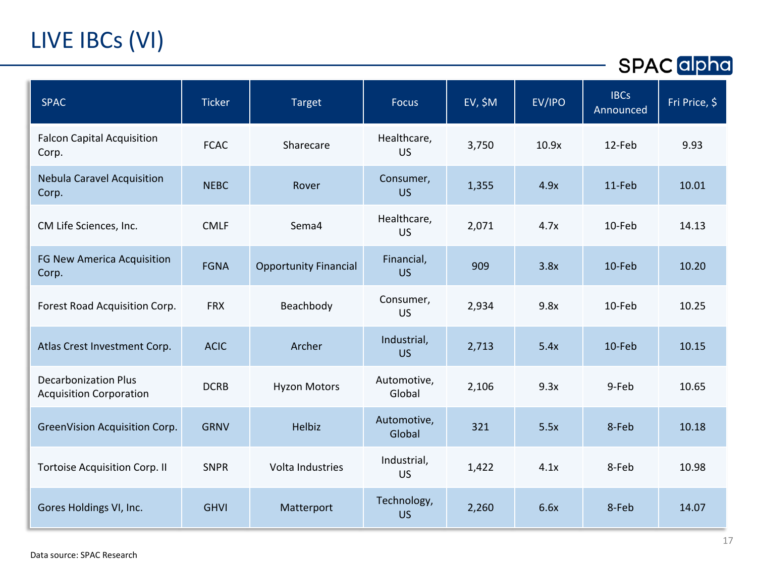# LIVE IBCs (VI)

SPAC alpha

| SPAC | Ticker | Target | Focus | EV, $M | EV/IPO | IBCs Announced | Fri Price, $ |
|---|---|---|---|---|---|---|---|
| Falcon Capital Acquisition Corp. | FCAC | Sharecare | Healthcare, US | 3,750 | 10.9x | 12-Feb | 9.93 |
| Nebula Caravel Acquisition Corp. | NEBC | Rover | Consumer, US | 1,355 | 4.9x | 11-Feb | 10.01 |
| CM Life Sciences, Inc. | CMLF | Sema4 | Healthcare, US | 2,071 | 4.7x | 10-Feb | 14.13 |
| FG New America Acquisition Corp. | FGNA | Opportunity Financial | Financial, US | 909 | 3.8x | 10-Feb | 10.20 |
| Forest Road Acquisition Corp. | FRX | Beachbody | Consumer, US | 2,934 | 9.8x | 10-Feb | 10.25 |
| Atlas Crest Investment Corp. | ACIC | Archer | Industrial, US | 2,713 | 5.4x | 10-Feb | 10.15 |
| Decarbonization Plus Acquisition Corporation | DCRB | Hyzon Motors | Automotive, Global | 2,106 | 9.3x | 9-Feb | 10.65 |
| GreenVision Acquisition Corp. | GRNV | Helbiz | Automotive, Global | 321 | 5.5x | 8-Feb | 10.18 |
| Tortoise Acquisition Corp. II | SNPR | Volta Industries | Industrial, US | 1,422 | 4.1x | 8-Feb | 10.98 |
| Gores Holdings VI, Inc. | GHVI | Matterport | Technology, US | 2,260 | 6.6x | 8-Feb | 14.07 |

Data source: SPAC Research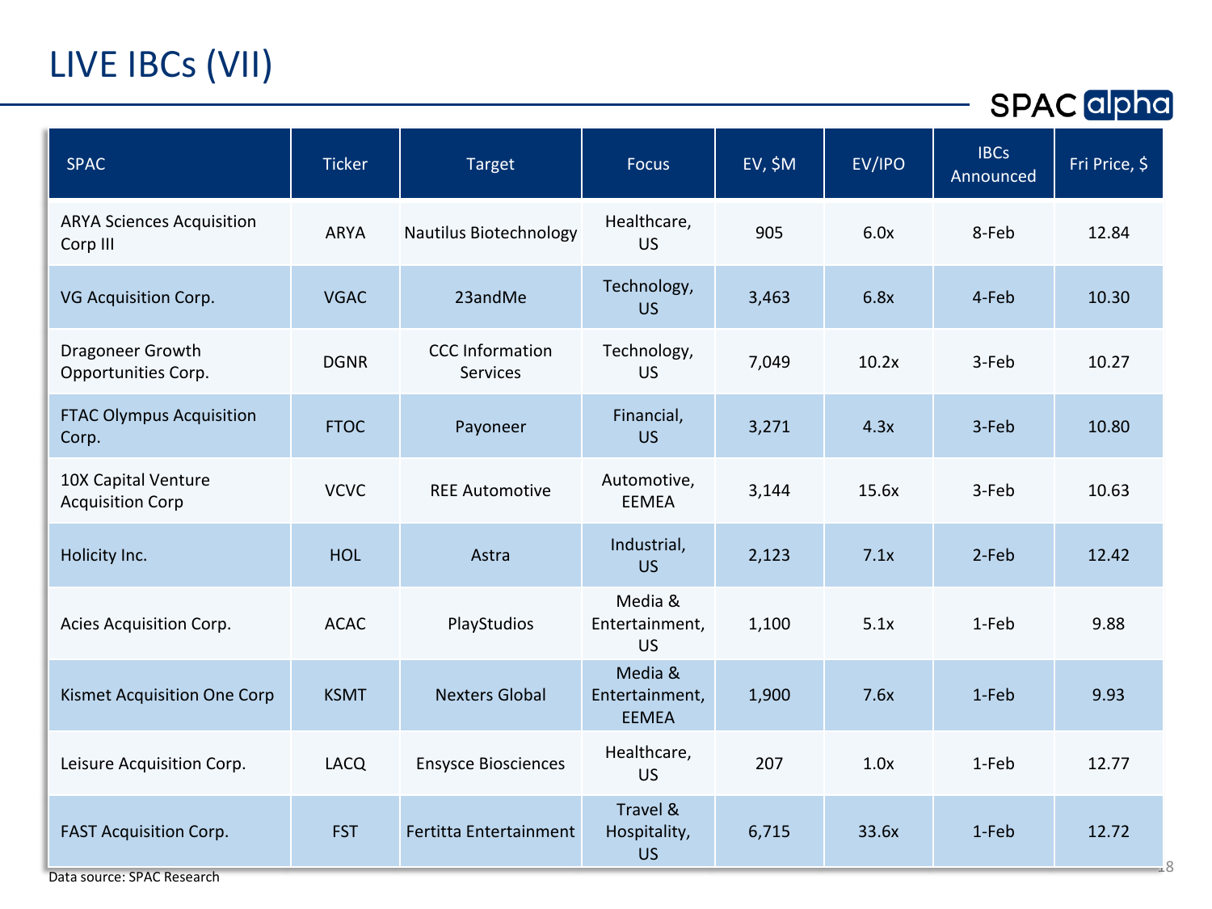# LIVE IBCs (VII)

| SPAC | Ticker | Target | Focus | EV, $M | EV/IPO | IBCs Announced | Fri Price, $ |
|---|---|---|---|---|---|---|---|
| ARYA Sciences Acquisition Corp III | ARYA | Nautilus Biotechnology | Healthcare, US | 905 | 6.0x | 8-Feb | 12.84 |
| VG Acquisition Corp. | VGAC | 23andMe | Technology, US | 3,463 | 6.8x | 4-Feb | 10.30 |
| Dragoneer Growth Opportunities Corp. | DGNR | CCC Information Services | Technology, US | 7,049 | 10.2x | 3-Feb | 10.27 |
| FTAC Olympus Acquisition Corp. | FTOC | Payoneer | Financial, US | 3,271 | 4.3x | 3-Feb | 10.80 |
| 10X Capital Venture Acquisition Corp | VCVC | REE Automotive | Automotive, EEMEA | 3,144 | 15.6x | 3-Feb | 10.63 |
| Holicity Inc. | HOL | Astra | Industrial, US | 2,123 | 7.1x | 2-Feb | 12.42 |
| Acies Acquisition Corp. | ACAC | PlayStudios | Media & Entertainment, US | 1,100 | 5.1x | 1-Feb | 9.88 |
| Kismet Acquisition One Corp | KSMT | Nexters Global | Media & Entertainment, EEMEA | 1,900 | 7.6x | 1-Feb | 9.93 |
| Leisure Acquisition Corp. | LACQ | Ensysce Biosciences | Healthcare, US | 207 | 1.0x | 1-Feb | 12.77 |
| FAST Acquisition Corp. | FST | Fertitta Entertainment | Travel & Hospitality, US | 6,715 | 33.6x | 1-Feb | 12.72 |

Data source: SPAC Research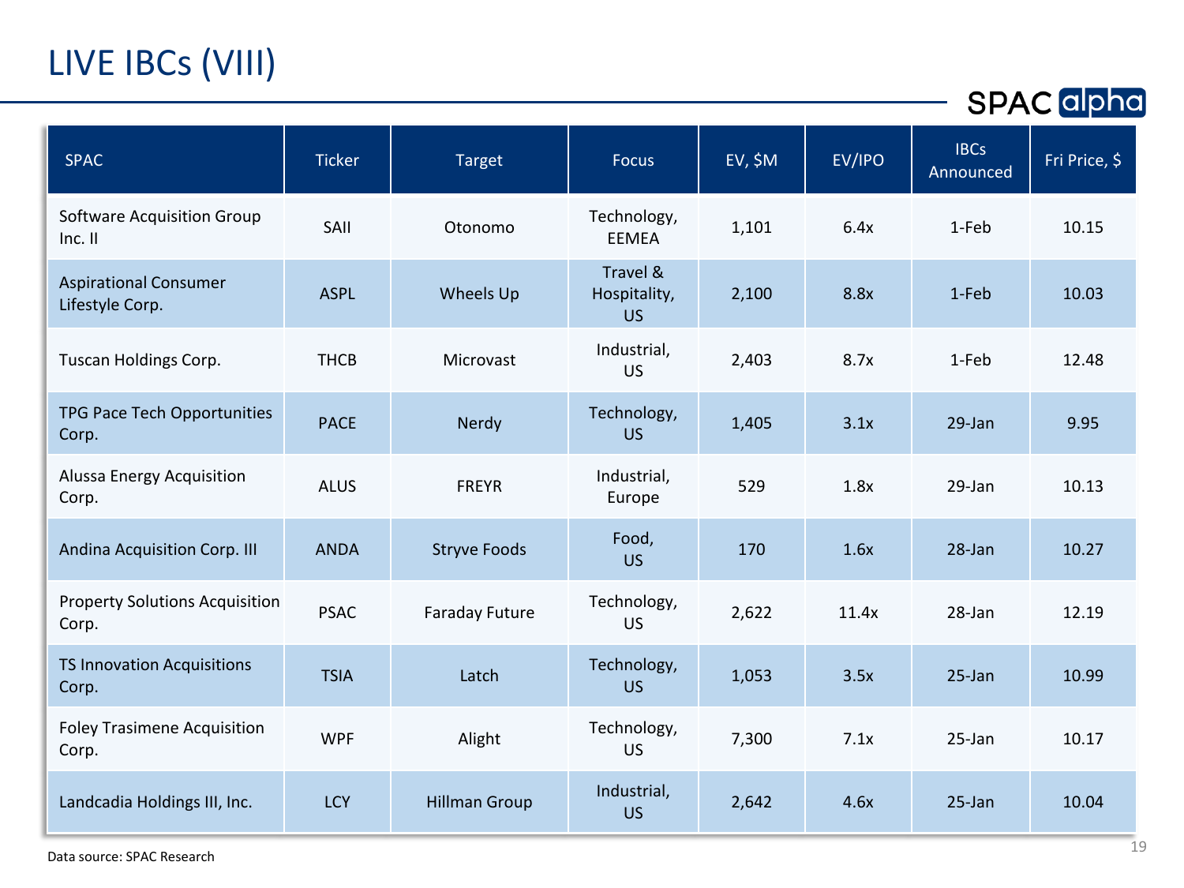# LIVE IBCs (VIII)

| SPAC | Ticker | Target | Focus | EV, $M | EV/IPO | IBCs Announced | Fri Price, $ |
|---|---|---|---|---|---|---|---|
| Software Acquisition Group Inc. II | SAII | Otonomo | Technology, EEMEA | 1,101 | 6.4x | 1-Feb | 10.15 |
| Aspirational Consumer Lifestyle Corp. | ASPL | Wheels Up | Travel & Hospitality, US | 2,100 | 8.8x | 1-Feb | 10.03 |
| Tuscan Holdings Corp. | THCB | Microvast | Industrial, US | 2,403 | 8.7x | 1-Feb | 12.48 |
| TPG Pace Tech Opportunities Corp. | PACE | Nerdy | Technology, US | 1,405 | 3.1x | 29-Jan | 9.95 |
| Alussa Energy Acquisition Corp. | ALUS | FREYR | Industrial, Europe | 529 | 1.8x | 29-Jan | 10.13 |
| Andina Acquisition Corp. III | ANDA | Stryve Foods | Food, US | 170 | 1.6x | 28-Jan | 10.27 |
| Property Solutions Acquisition Corp. | PSAC | Faraday Future | Technology, US | 2,622 | 11.4x | 28-Jan | 12.19 |
| TS Innovation Acquisitions Corp. | TSIA | Latch | Technology, US | 1,053 | 3.5x | 25-Jan | 10.99 |
| Foley Trasimene Acquisition Corp. | WPF | Alight | Technology, US | 7,300 | 7.1x | 25-Jan | 10.17 |
| Landcadia Holdings III, Inc. | LCY | Hillman Group | Industrial, US | 2,642 | 4.6x | 25-Jan | 10.04 |

Data source: SPAC Research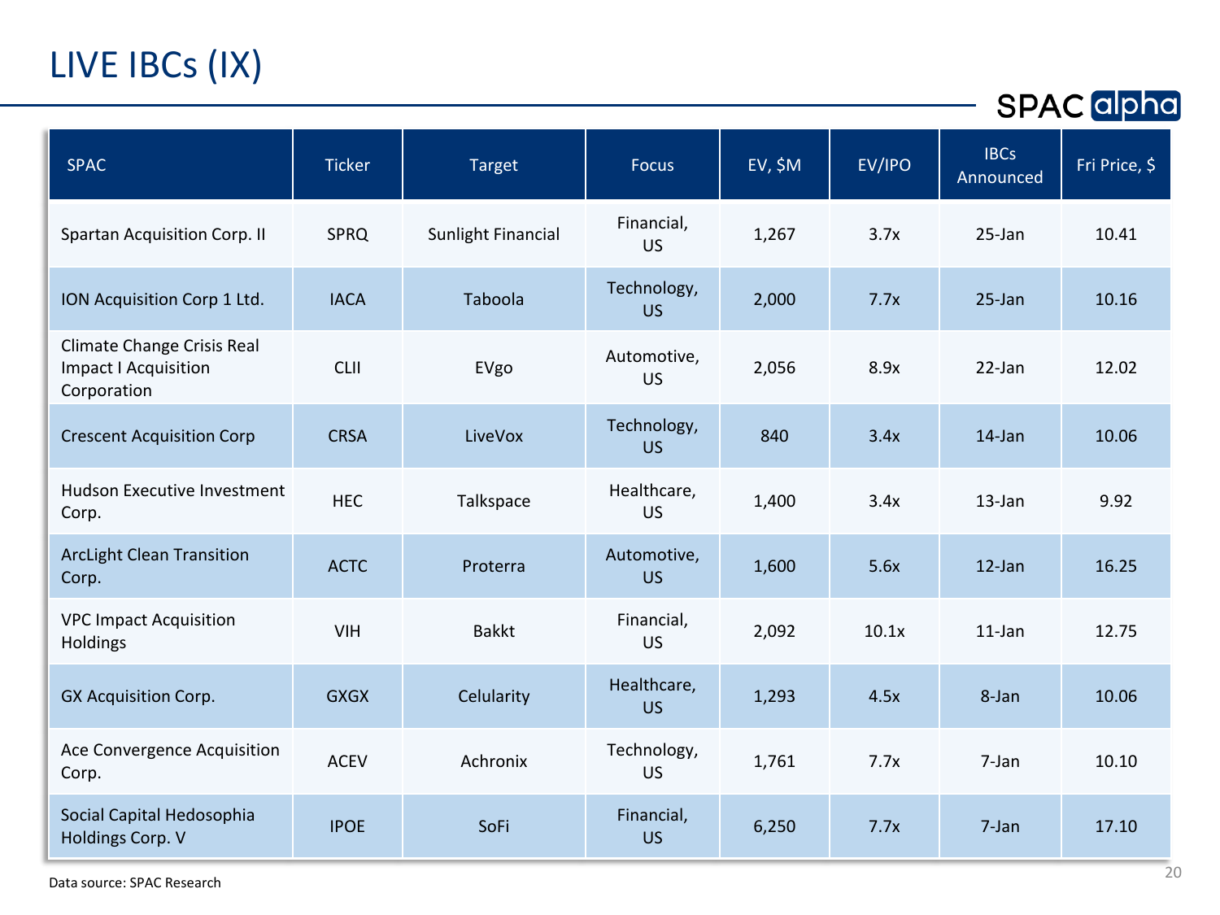# LIVE IBCs (IX)

| SPAC | Ticker | Target | Focus | EV, $M | EV/IPO | IBCs Announced | Fri Price, $ |
|---|---|---|---|---|---|---|---|
| Spartan Acquisition Corp. II | SPRQ | Sunlight Financial | Financial, US | 1,267 | 3.7x | 25-Jan | 10.41 |
| ION Acquisition Corp 1 Ltd. | IACA | Taboola | Technology, US | 2,000 | 7.7x | 25-Jan | 10.16 |
| Climate Change Crisis Real Impact I Acquisition Corporation | CLII | EVgo | Automotive, US | 2,056 | 8.9x | 22-Jan | 12.02 |
| Crescent Acquisition Corp | CRSA | LiveVox | Technology, US | 840 | 3.4x | 14-Jan | 10.06 |
| Hudson Executive Investment Corp. | HEC | Talkspace | Healthcare, US | 1,400 | 3.4x | 13-Jan | 9.92 |
| ArcLight Clean Transition Corp. | ACTC | Proterra | Automotive, US | 1,600 | 5.6x | 12-Jan | 16.25 |
| VPC Impact Acquisition Holdings | VIH | Bakkt | Financial, US | 2,092 | 10.1x | 11-Jan | 12.75 |
| GX Acquisition Corp. | GXGX | Celularity | Healthcare, US | 1,293 | 4.5x | 8-Jan | 10.06 |
| Ace Convergence Acquisition Corp. | ACEV | Achronix | Technology, US | 1,761 | 7.7x | 7-Jan | 10.10 |
| Social Capital Hedosophia Holdings Corp. V | IPOE | SoFi | Financial, US | 6,250 | 7.7x | 7-Jan | 17.10 |

Data source: SPAC Research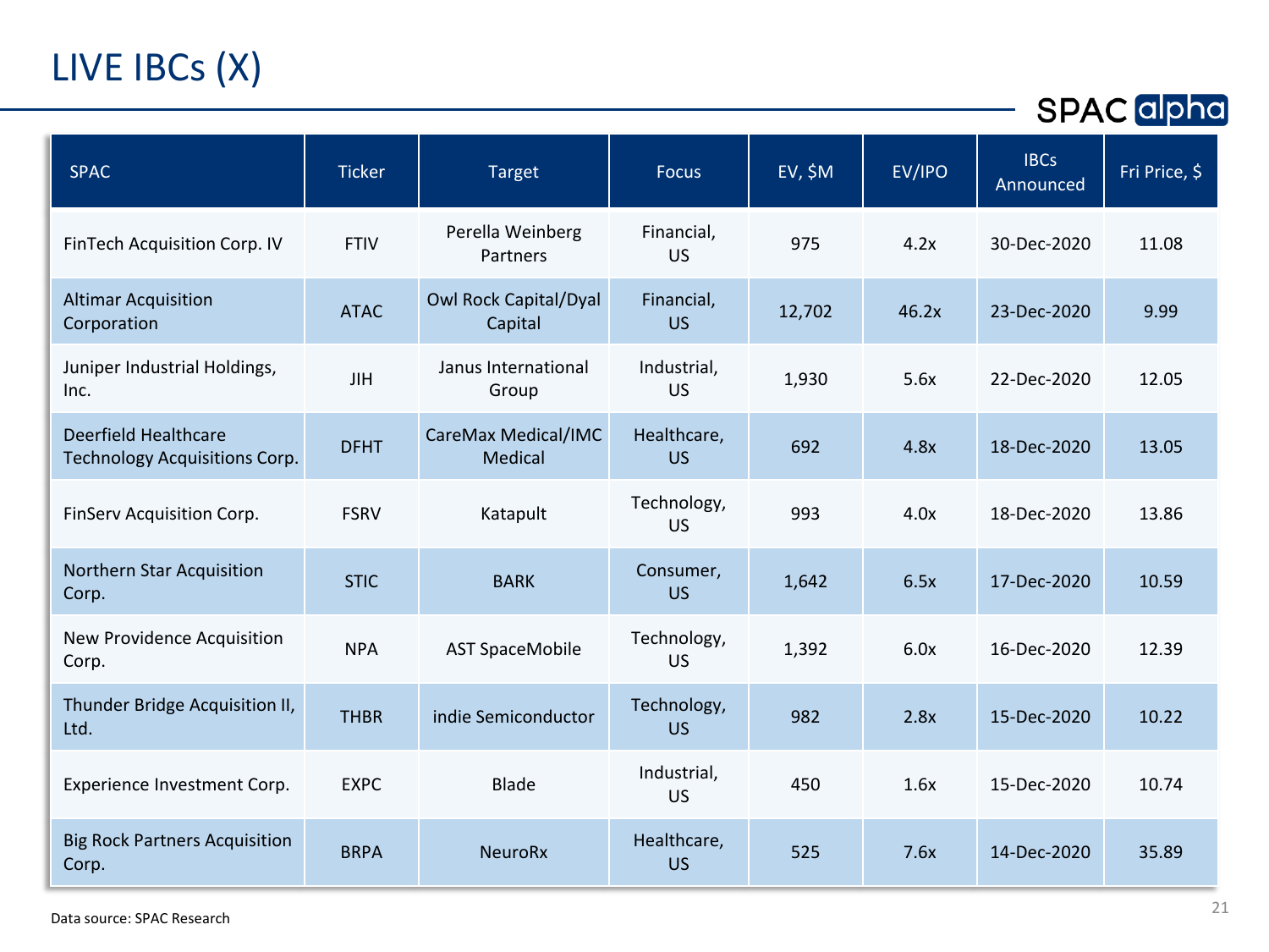# LIVE IBCs (X)

SPAC alpha

| SPAC | Ticker | Target | Focus | EV, $M | EV/IPO | IBCs Announced | Fri Price, $ |
|---|---|---|---|---|---|---|---|
| FinTech Acquisition Corp. IV | FTIV | Perella Weinberg Partners | Financial, US | 975 | 4.2x | 30-Dec-2020 | 11.08 |
| Altimar Acquisition Corporation | ATAC | Owl Rock Capital/Dyal Capital | Financial, US | 12,702 | 46.2x | 23-Dec-2020 | 9.99 |
| Juniper Industrial Holdings, Inc. | JIH | Janus International Group | Industrial, US | 1,930 | 5.6x | 22-Dec-2020 | 12.05 |
| Deerfield Healthcare Technology Acquisitions Corp. | DFHT | CareMax Medical/IMC Medical | Healthcare, US | 692 | 4.8x | 18-Dec-2020 | 13.05 |
| FinServ Acquisition Corp. | FSRV | Katapult | Technology, US | 993 | 4.0x | 18-Dec-2020 | 13.86 |
| Northern Star Acquisition Corp. | STIC | BARK | Consumer, US | 1,642 | 6.5x | 17-Dec-2020 | 10.59 |
| New Providence Acquisition Corp. | NPA | AST SpaceMobile | Technology, US | 1,392 | 6.0x | 16-Dec-2020 | 12.39 |
| Thunder Bridge Acquisition II, Ltd. | THBR | indie Semiconductor | Technology, US | 982 | 2.8x | 15-Dec-2020 | 10.22 |
| Experience Investment Corp. | EXPC | Blade | Industrial, US | 450 | 1.6x | 15-Dec-2020 | 10.74 |
| Big Rock Partners Acquisition Corp. | BRPA | NeuroRx | Healthcare, US | 525 | 7.6x | 14-Dec-2020 | 35.89 |

Data source: SPAC Research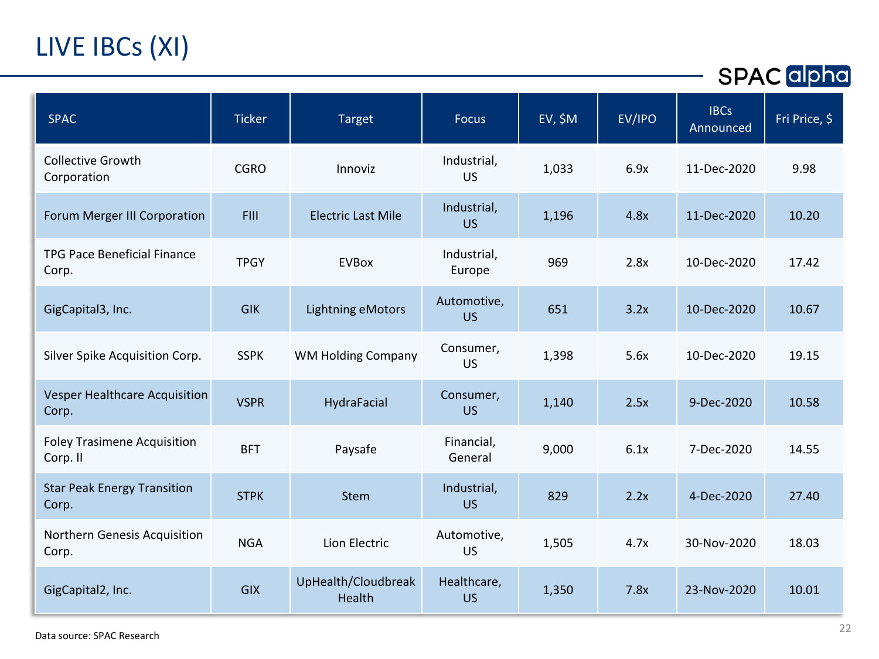# LIVE IBCs (XI)

SPAC alpha

| SPAC | Ticker | Target | Focus | EV, $M | EV/IPO | IBCs Announced | Fri Price, $ |
|---|---|---|---|---|---|---|---|
| Collective Growth Corporation | CGRO | Innoviz | Industrial, US | 1,033 | 6.9x | 11-Dec-2020 | 9.98 |
| Forum Merger III Corporation | FIII | Electric Last Mile | Industrial, US | 1,196 | 4.8x | 11-Dec-2020 | 10.20 |
| TPG Pace Beneficial Finance Corp. | TPGY | EVBox | Industrial, Europe | 969 | 2.8x | 10-Dec-2020 | 17.42 |
| GigCapital3, Inc. | GIK | Lightning eMotors | Automotive, US | 651 | 3.2x | 10-Dec-2020 | 10.67 |
| Silver Spike Acquisition Corp. | SSPK | WM Holding Company | Consumer, US | 1,398 | 5.6x | 10-Dec-2020 | 19.15 |
| Vesper Healthcare Acquisition Corp. | VSPR | HydraFacial | Consumer, US | 1,140 | 2.5x | 9-Dec-2020 | 10.58 |
| Foley Trasimene Acquisition Corp. II | BFT | Paysafe | Financial, General | 9,000 | 6.1x | 7-Dec-2020 | 14.55 |
| Star Peak Energy Transition Corp. | STPK | Stem | Industrial, US | 829 | 2.2x | 4-Dec-2020 | 27.40 |
| Northern Genesis Acquisition Corp. | NGA | Lion Electric | Automotive, US | 1,505 | 4.7x | 30-Nov-2020 | 18.03 |
| GigCapital2, Inc. | GIX | UpHealth/Cloudbreak Health | Healthcare, US | 1,350 | 7.8x | 23-Nov-2020 | 10.01 |

Data source: SPAC Research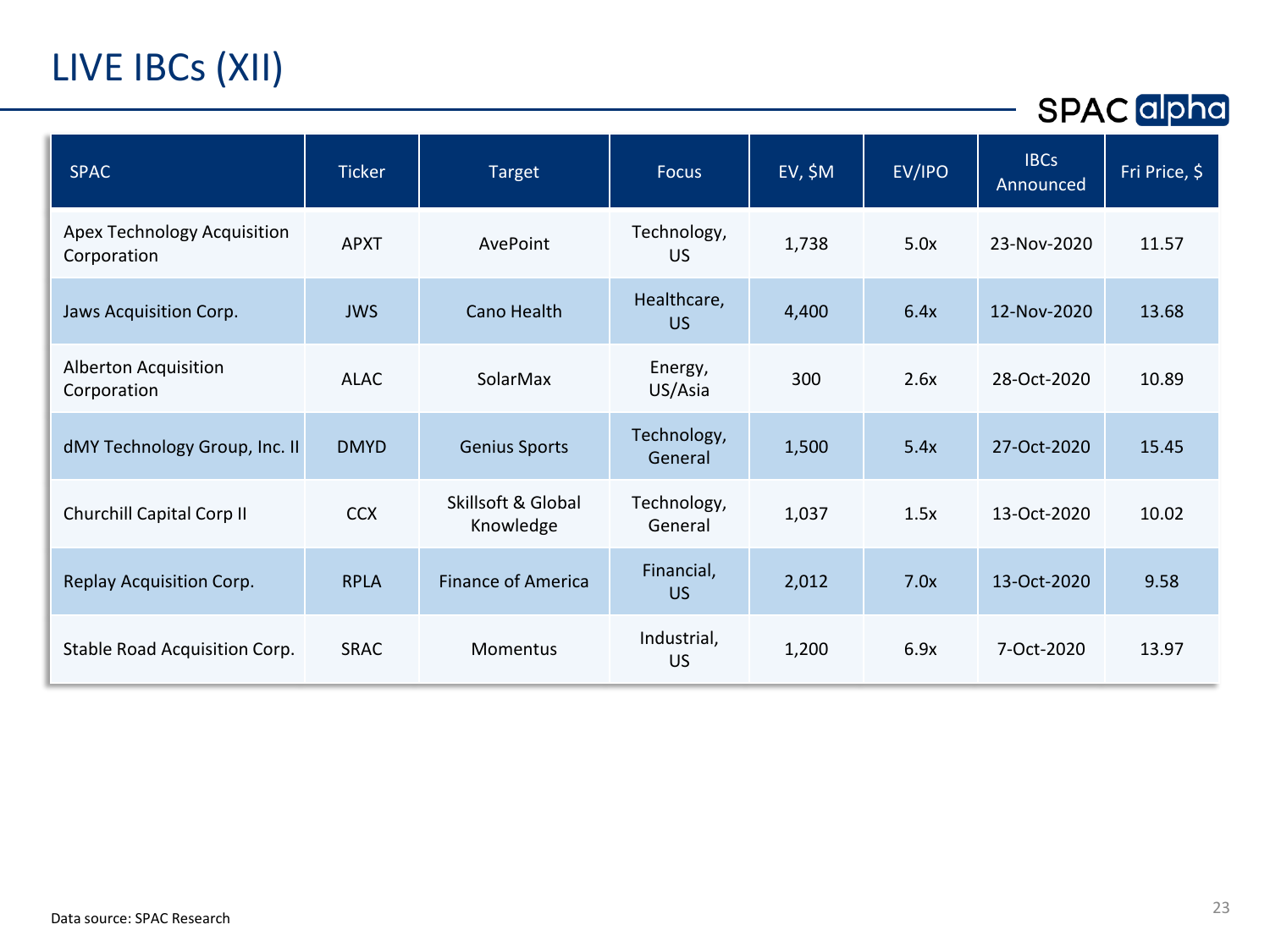# LIVE IBCs (XII)

SPAC alpha

| SPAC | Ticker | Target | Focus | EV, $M | EV/IPO | IBCs Announced | Fri Price, $ |
|---|---|---|---|---|---|---|---|
| Apex Technology Acquisition Corporation | APXT | AvePoint | Technology, US | 1,738 | 5.0x | 23-Nov-2020 | 11.57 |
| Jaws Acquisition Corp. | JWS | Cano Health | Healthcare, US | 4,400 | 6.4x | 12-Nov-2020 | 13.68 |
| Alberton Acquisition Corporation | ALAC | SolarMax | Energy, US/Asia | 300 | 2.6x | 28-Oct-2020 | 10.89 |
| dMY Technology Group, Inc. II | DMYD | Genius Sports | Technology, General | 1,500 | 5.4x | 27-Oct-2020 | 15.45 |
| Churchill Capital Corp II | CCX | Skillsoft & Global Knowledge | Technology, General | 1,037 | 1.5x | 13-Oct-2020 | 10.02 |
| Replay Acquisition Corp. | RPLA | Finance of America | Financial, US | 2,012 | 7.0x | 13-Oct-2020 | 9.58 |
| Stable Road Acquisition Corp. | SRAC | Momentus | Industrial, US | 1,200 | 6.9x | 7-Oct-2020 | 13.97 |

Data source: SPAC Research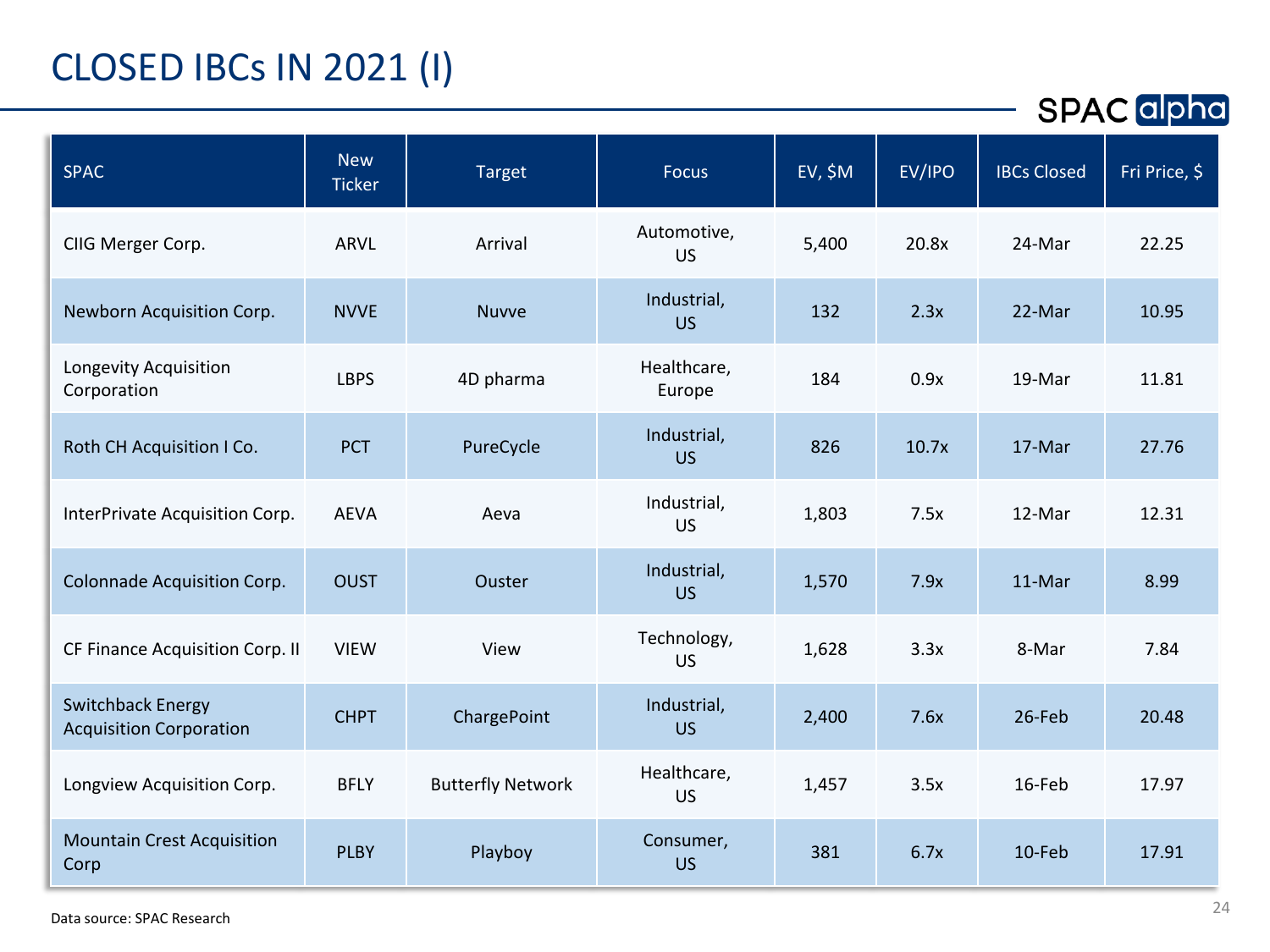# CLOSED IBCs IN 2021 (I)

SPAC alpha

| SPAC | New Ticker | Target | Focus | EV, $M | EV/IPO | IBCs Closed | Fri Price, $ |
|---|---|---|---|---|---|---|---|
| CIIG Merger Corp. | ARVL | Arrival | Automotive, US | 5,400 | 20.8x | 24-Mar | 22.25 |
| Newborn Acquisition Corp. | NVVE | Nuvve | Industrial, US | 132 | 2.3x | 22-Mar | 10.95 |
| Longevity Acquisition Corporation | LBPS | 4D pharma | Healthcare, Europe | 184 | 0.9x | 19-Mar | 11.81 |
| Roth CH Acquisition I Co. | PCT | PureCycle | Industrial, US | 826 | 10.7x | 17-Mar | 27.76 |
| InterPrivate Acquisition Corp. | AEVA | Aeva | Industrial, US | 1,803 | 7.5x | 12-Mar | 12.31 |
| Colonnade Acquisition Corp. | OUST | Ouster | Industrial, US | 1,570 | 7.9x | 11-Mar | 8.99 |
| CF Finance Acquisition Corp. II | VIEW | View | Technology, US | 1,628 | 3.3x | 8-Mar | 7.84 |
| Switchback Energy Acquisition Corporation | CHPT | ChargePoint | Industrial, US | 2,400 | 7.6x | 26-Feb | 20.48 |
| Longview Acquisition Corp. | BFLY | Butterfly Network | Healthcare, US | 1,457 | 3.5x | 16-Feb | 17.97 |
| Mountain Crest Acquisition Corp | PLBY | Playboy | Consumer, US | 381 | 6.7x | 10-Feb | 17.91 |

Data source: SPAC Research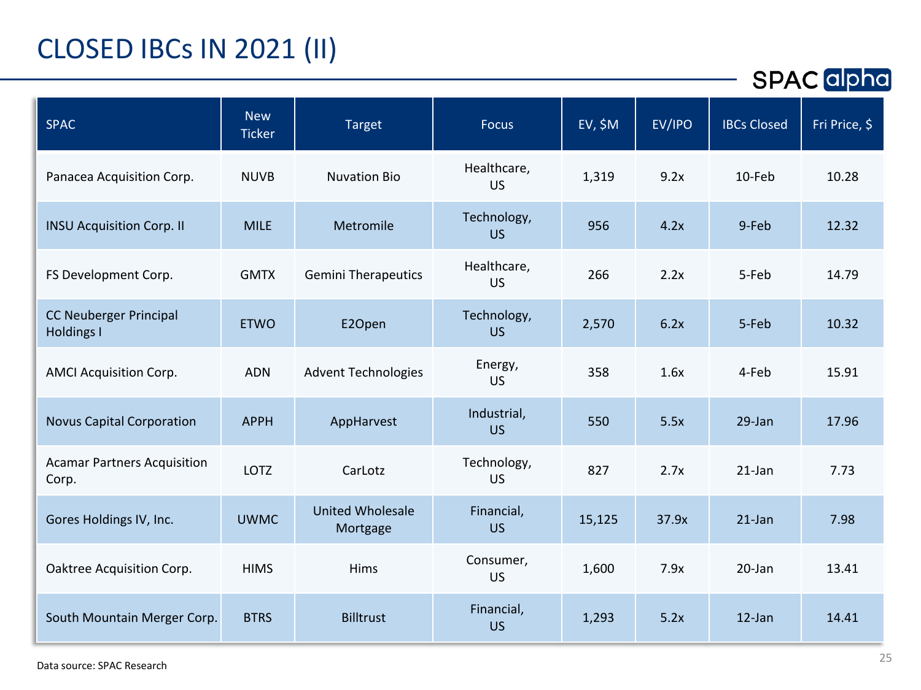# CLOSED IBCs IN 2021 (II)

| SPAC | New Ticker | Target | Focus | EV, $M | EV/IPO | IBCs Closed | Fri Price, $ |
|---|---|---|---|---|---|---|---|
| Panacea Acquisition Corp. | NUVB | Nuvation Bio | Healthcare, US | 1,319 | 9.2x | 10-Feb | 10.28 |
| INSU Acquisition Corp. II | MILE | Metromile | Technology, US | 956 | 4.2x | 9-Feb | 12.32 |
| FS Development Corp. | GMTX | Gemini Therapeutics | Healthcare, US | 266 | 2.2x | 5-Feb | 14.79 |
| CC Neuberger Principal Holdings I | ETWO | E2Open | Technology, US | 2,570 | 6.2x | 5-Feb | 10.32 |
| AMCI Acquisition Corp. | ADN | Advent Technologies | Energy, US | 358 | 1.6x | 4-Feb | 15.91 |
| Novus Capital Corporation | APPH | AppHarvest | Industrial, US | 550 | 5.5x | 29-Jan | 17.96 |
| Acamar Partners Acquisition Corp. | LOTZ | CarLotz | Technology, US | 827 | 2.7x | 21-Jan | 7.73 |
| Gores Holdings IV, Inc. | UWMC | United Wholesale Mortgage | Financial, US | 15,125 | 37.9x | 21-Jan | 7.98 |
| Oaktree Acquisition Corp. | HIMS | Hims | Consumer, US | 1,600 | 7.9x | 20-Jan | 13.41 |
| South Mountain Merger Corp. | BTRS | Billtrust | Financial, US | 1,293 | 5.2x | 12-Jan | 14.41 |

Data source: SPAC Research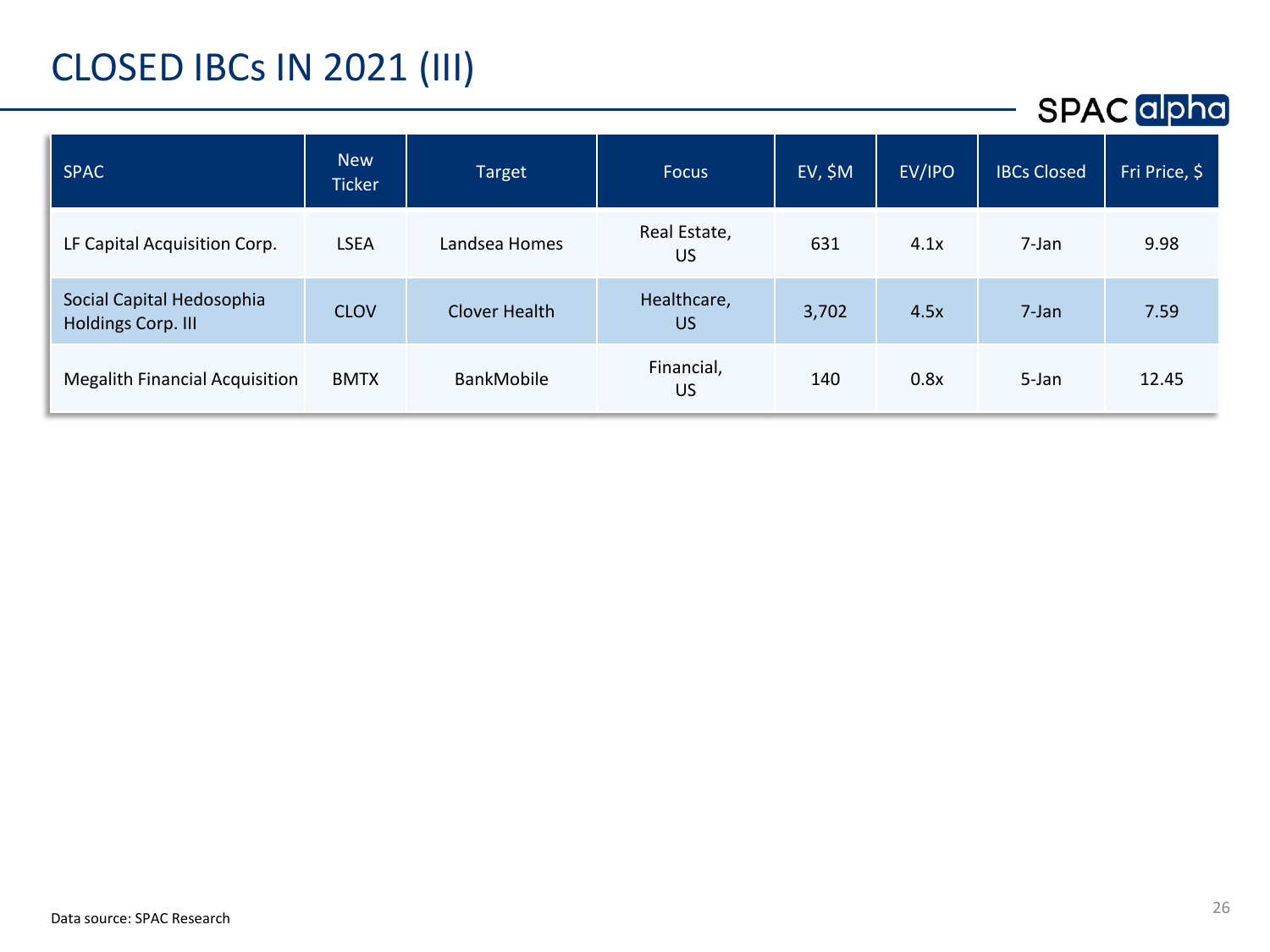# CLOSED IBCs IN 2021 (III)

| SPAC | New Ticker | Target | Focus | EV, $M | EV/IPO | IBCs Closed | Fri Price, $ |
|---|---|---|---|---|---|---|---|
| LF Capital Acquisition Corp. | LSEA | Landsea Homes | Real Estate, US | 631 | 4.1x | 7-Jan | 9.98 |
| Social Capital Hedosophia Holdings Corp. III | CLOV | Clover Health | Healthcare, US | 3,702 | 4.5x | 7-Jan | 7.59 |
| Megalith Financial Acquisition | BMTX | BankMobile | Financial, US | 140 | 0.8x | 5-Jan | 12.45 |

Data source: SPAC Research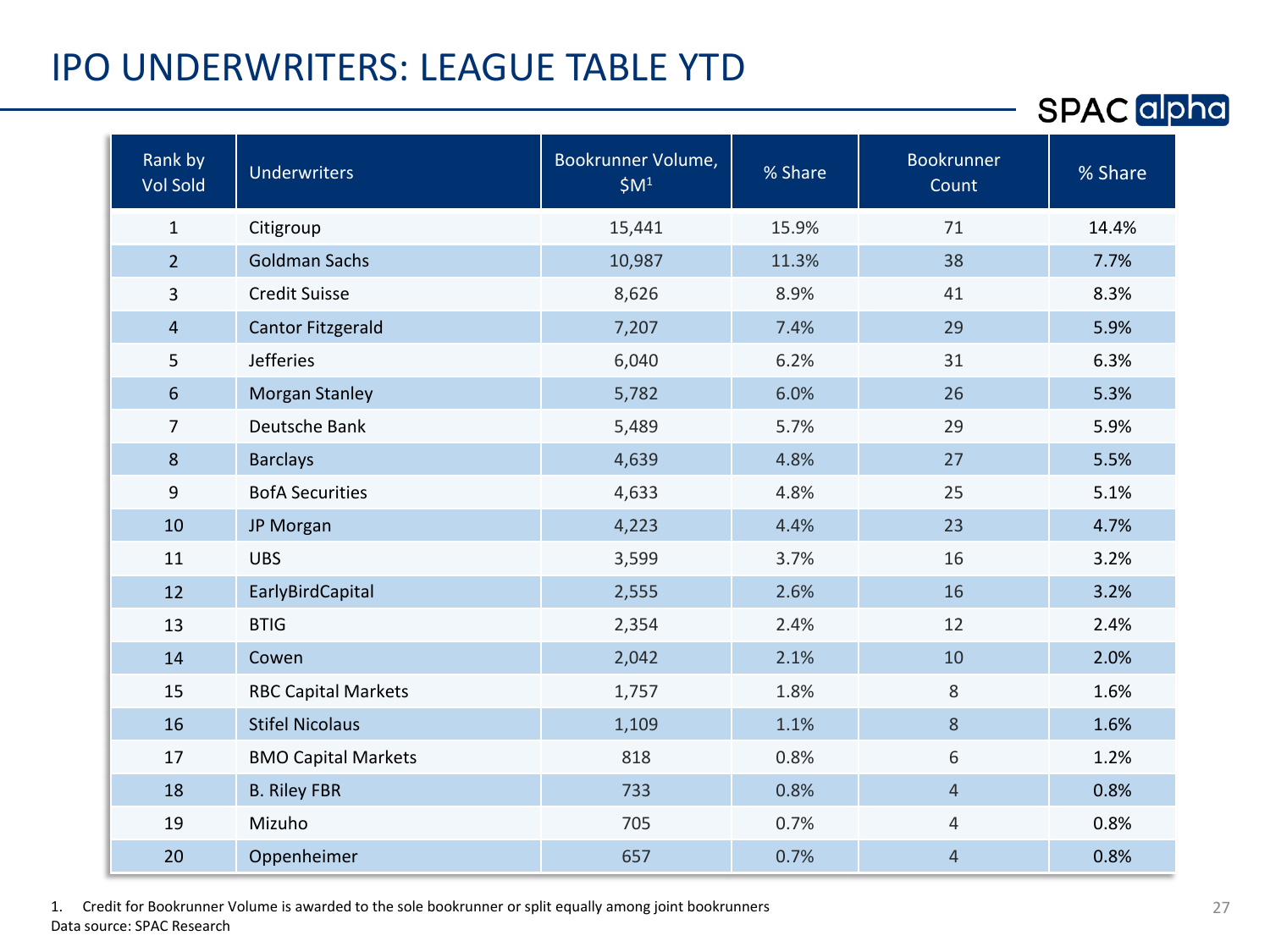# IPO UNDERWRITERS: LEAGUE TABLE YTD

SPAC alpha

| Rank by Vol Sold | Underwriters | Bookrunner Volume, $M[1] | % Share | Bookrunner Count | % Share |
|---|---|---|---|---|---|
| 1 | Citigroup | 15,441 | 15.9% | 71 | 14.4% |
| 2 | Goldman Sachs | 10,987 | 11.3% | 38 | 7.7% |
| 3 | Credit Suisse | 8,626 | 8.9% | 41 | 8.3% |
| 4 | Cantor Fitzgerald | 7,207 | 7.4% | 29 | 5.9% |
| 5 | Jefferies | 6,040 | 6.2% | 31 | 6.3% |
| 6 | Morgan Stanley | 5,782 | 6.0% | 26 | 5.3% |
| 7 | Deutsche Bank | 5,489 | 5.7% | 29 | 5.9% |
| 8 | Barclays | 4,639 | 4.8% | 27 | 5.5% |
| 9 | BofA Securities | 4,633 | 4.8% | 25 | 5.1% |
| 10 | JP Morgan | 4,223 | 4.4% | 23 | 4.7% |
| 11 | UBS | 3,599 | 3.7% | 16 | 3.2% |
| 12 | EarlyBirdCapital | 2,555 | 2.6% | 16 | 3.2% |
| 13 | BTIG | 2,354 | 2.4% | 12 | 2.4% |
| 14 | Cowen | 2,042 | 2.1% | 10 | 2.0% |
| 15 | RBC Capital Markets | 1,757 | 1.8% | 8 | 1.6% |
| 16 | Stifel Nicolaus | 1,109 | 1.1% | 8 | 1.6% |
| 17 | BMO Capital Markets | 818 | 0.8% | 6 | 1.2% |
| 18 | B. Riley FBR | 733 | 0.8% | 4 | 0.8% |
| 19 | Mizuho | 705 | 0.7% | 4 | 0.8% |
| 20 | Oppenheimer | 657 | 0.7% | 4 | 0.8% |

1. Credit for Bookrunner Volume is awarded to the sole bookrunner or split equally among joint bookrunners

Data source: SPAC Research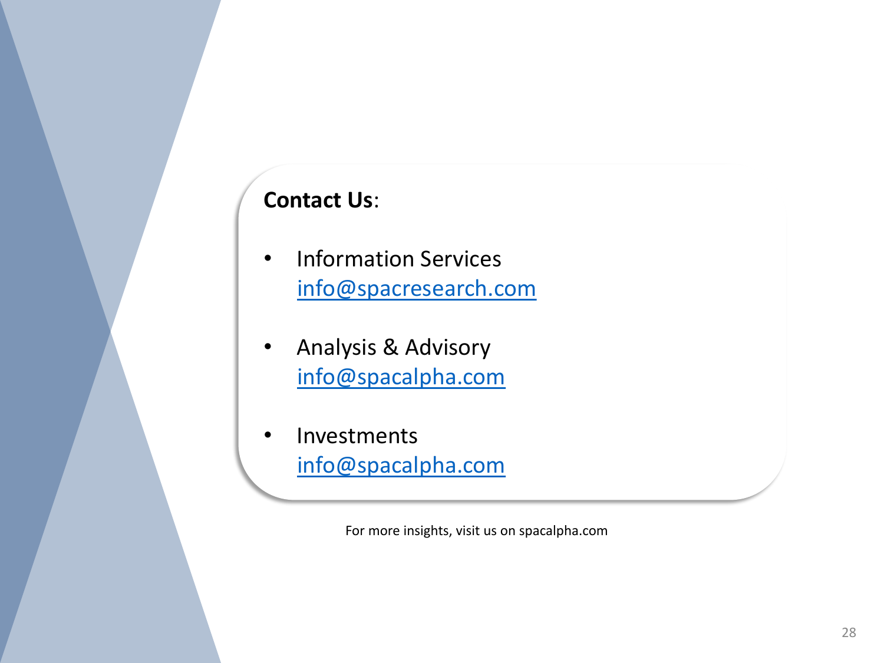**Contact Us**:

- Information Services
  info@spacresearch.com

- Analysis & Advisory
  info@spacalpha.com

- Investments
  info@spacalpha.com

For more insights, visit us on spacalpha.com